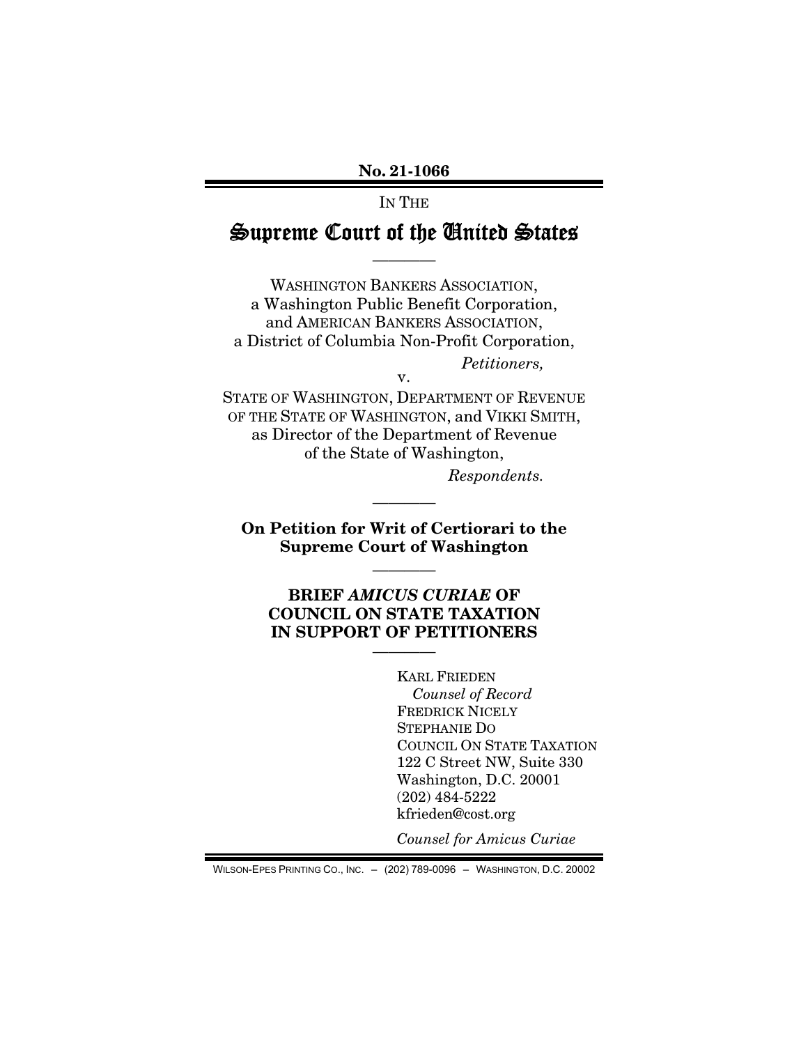**No. 21-1066**

IN THE

# Supreme Court of the United States

————

WASHINGTON BANKERS ASSOCIATION,
a Washington Public Benefit Corporation,
and AMERICAN BANKERS ASSOCIATION,
a District of Columbia Non-Profit Corporation,

*Petitioners,*

v.

STATE OF WASHINGTON, DEPARTMENT OF REVENUE OF THE STATE OF WASHINGTON, and VIKKI SMITH, as Director of the Department of Revenue of the State of Washington,

*Respondents.*

————

**On Petition for Writ of Certiorari to the Supreme Court of Washington**

————

## BRIEF *AMICUS CURIAE* OF COUNCIL ON STATE TAXATION IN SUPPORT OF PETITIONERS

————

KARL FRIEDEN
*Counsel of Record*
FREDRICK NICELY
STEPHANIE DO
COUNCIL ON STATE TAXATION
122 C Street NW, Suite 330
Washington, D.C. 20001
(202) 484-5222
kfrieden@cost.org

*Counsel for Amicus Curiae*

WILSON-EPES PRINTING CO., INC. – (202) 789-0096 – WASHINGTON, D.C. 20002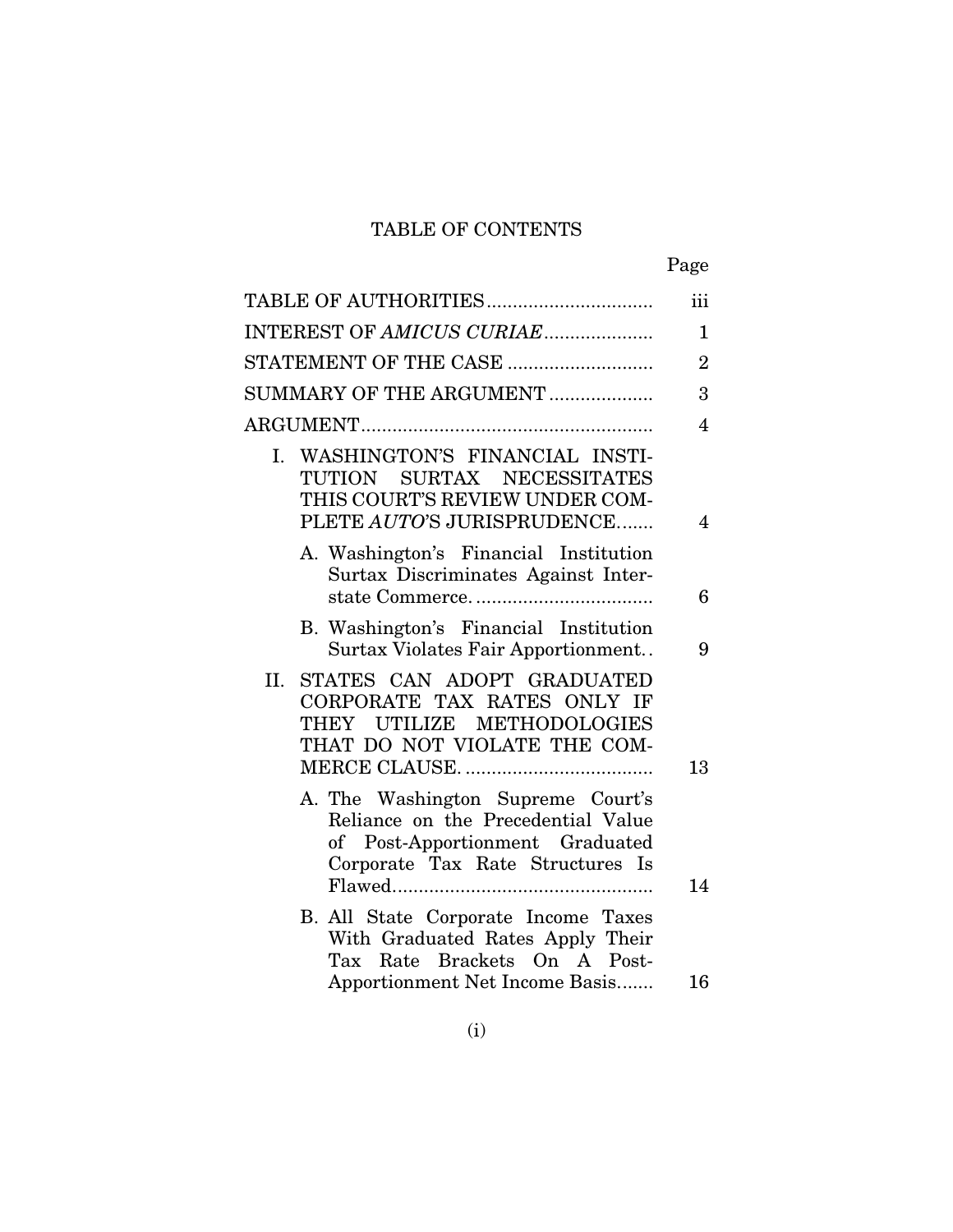# TABLE OF CONTENTS

| | Page |
|---|---|
| TABLE OF AUTHORITIES | iii |
| INTEREST OF *AMICUS CURIAE* | 1 |
| STATEMENT OF THE CASE | 2 |
| SUMMARY OF THE ARGUMENT | 3 |
| ARGUMENT | 4 |
| I. WASHINGTON'S FINANCIAL INSTITUTION SURTAX NECESSITATES THIS COURT'S REVIEW UNDER COMPLETE *AUTO*'S JURISPRUDENCE | 4 |
| A. Washington's Financial Institution Surtax Discriminates Against Interstate Commerce. | 6 |
| B. Washington's Financial Institution Surtax Violates Fair Apportionment. | 9 |
| II. STATES CAN ADOPT GRADUATED CORPORATE TAX RATES ONLY IF THEY UTILIZE METHODOLOGIES THAT DO NOT VIOLATE THE COMMERCE CLAUSE. | 13 |
| A. The Washington Supreme Court's Reliance on the Precedential Value of Post-Apportionment Graduated Corporate Tax Rate Structures Is Flawed. | 14 |
| B. All State Corporate Income Taxes With Graduated Rates Apply Their Tax Rate Brackets On A Post-Apportionment Net Income Basis | 16 |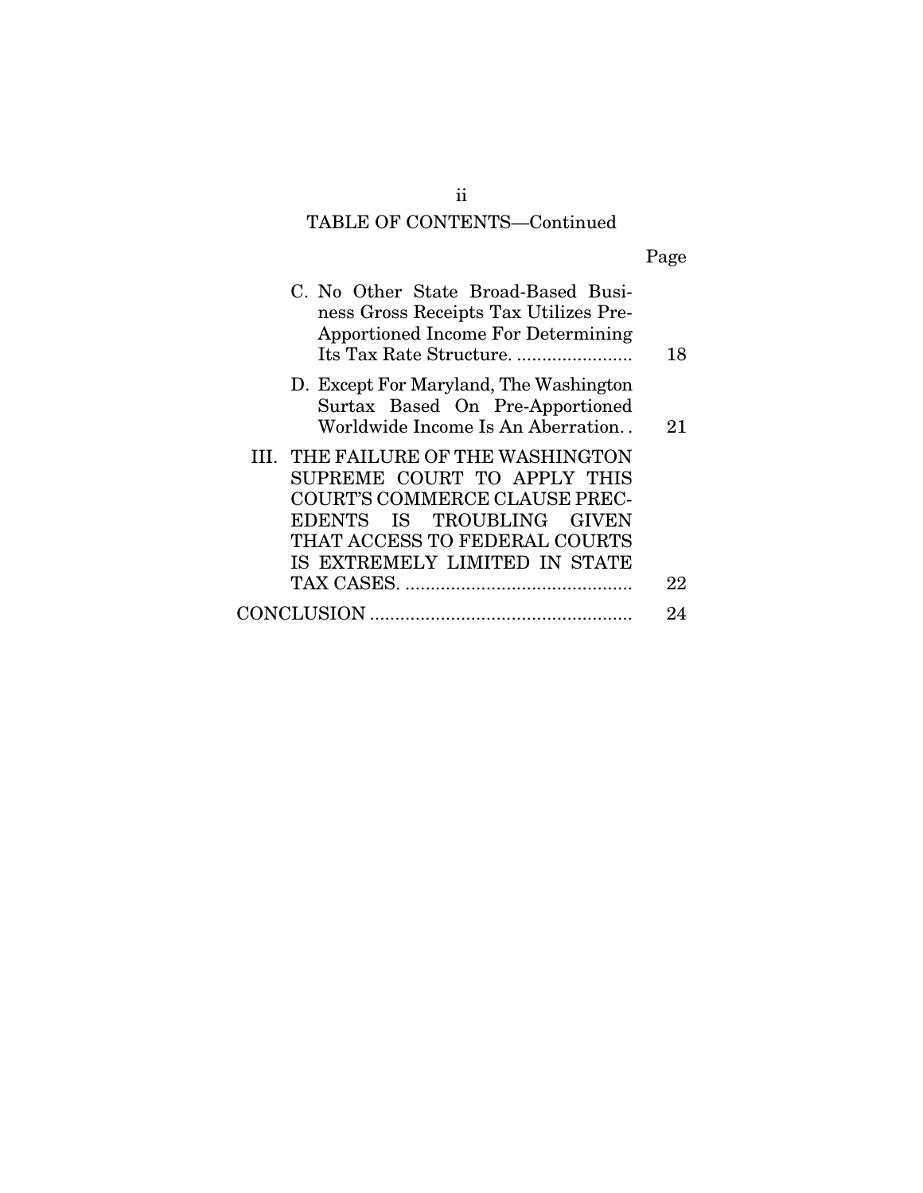TABLE OF CONTENTS—Continued

| | Page |
|---|---|
| C. No Other State Broad-Based Business Gross Receipts Tax Utilizes Pre-Apportioned Income For Determining Its Tax Rate Structure. | 18 |
| D. Except For Maryland, The Washington Surtax Based On Pre-Apportioned Worldwide Income Is An Aberration. | 21 |
| III. THE FAILURE OF THE WASHINGTON SUPREME COURT TO APPLY THIS COURT'S COMMERCE CLAUSE PRECEDENTS IS TROUBLING GIVEN THAT ACCESS TO FEDERAL COURTS IS EXTREMELY LIMITED IN STATE TAX CASES. | 22 |
| CONCLUSION | 24 |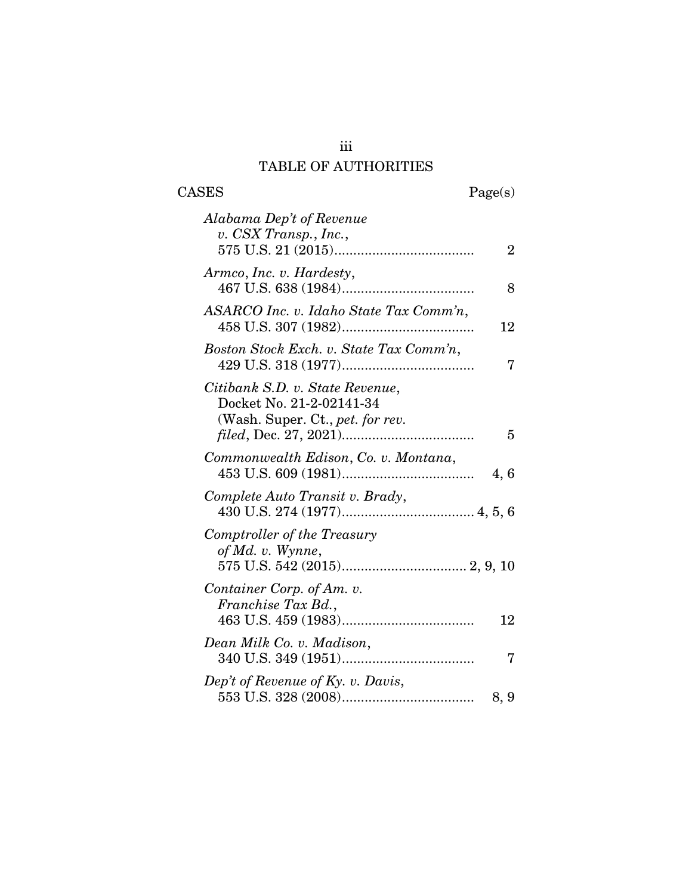# TABLE OF AUTHORITIES

CASES Page(s)

*Alabama Dep't of Revenue v. CSX Transp., Inc.*, 575 U.S. 21 (2015) .................................... 2

*Armco, Inc. v. Hardesty*, 467 U.S. 638 (1984) .................................. 8

*ASARCO Inc. v. Idaho State Tax Comm'n*, 458 U.S. 307 (1982) .................................. 12

*Boston Stock Exch. v. State Tax Comm'n*, 429 U.S. 318 (1977) .................................. 7

*Citibank S.D. v. State Revenue*, Docket No. 21-2-02141-34 (Wash. Super. Ct., *pet. for rev. filed*, Dec. 27, 2021) .................................. 5

*Commonwealth Edison, Co. v. Montana*, 453 U.S. 609 (1981) .................................. 4, 6

*Complete Auto Transit v. Brady*, 430 U.S. 274 (1977) .................................. 4, 5, 6

*Comptroller of the Treasury of Md. v. Wynne*, 575 U.S. 542 (2015) ................................ 2, 9, 10

*Container Corp. of Am. v. Franchise Tax Bd.*, 463 U.S. 459 (1983) .................................. 12

*Dean Milk Co. v. Madison*, 340 U.S. 349 (1951) .................................. 7

*Dep't of Revenue of Ky. v. Davis*, 553 U.S. 328 (2008) .................................. 8, 9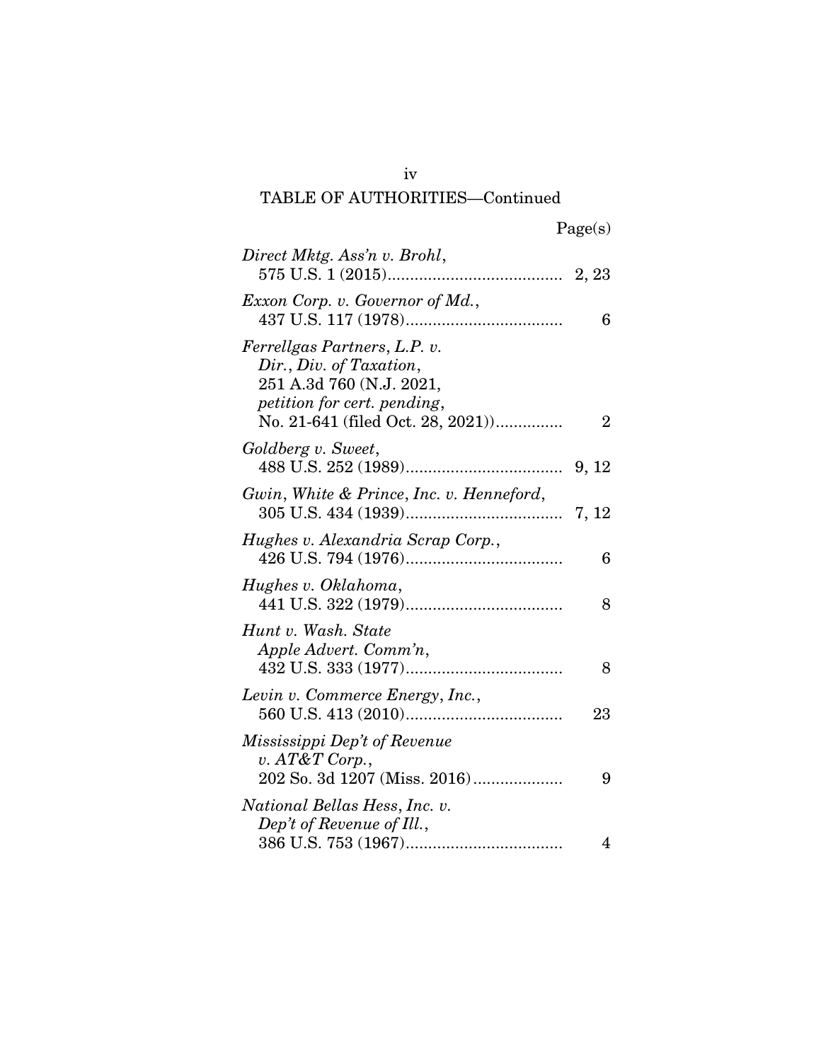## TABLE OF AUTHORITIES—Continued

| | Page(s) |
|---|---|
| *Direct Mktg. Ass'n v. Brohl*, 575 U.S. 1 (2015) | 2, 23 |
| *Exxon Corp. v. Governor of Md.*, 437 U.S. 117 (1978) | 6 |
| *Ferrellgas Partners, L.P. v. Dir., Div. of Taxation*, 251 A.3d 760 (N.J. 2021, *petition for cert. pending*, No. 21-641 (filed Oct. 28, 2021)) | 2 |
| *Goldberg v. Sweet*, 488 U.S. 252 (1989) | 9, 12 |
| *Gwin, White & Prince, Inc. v. Henneford*, 305 U.S. 434 (1939) | 7, 12 |
| *Hughes v. Alexandria Scrap Corp.*, 426 U.S. 794 (1976) | 6 |
| *Hughes v. Oklahoma*, 441 U.S. 322 (1979) | 8 |
| *Hunt v. Wash. State Apple Advert. Comm'n*, 432 U.S. 333 (1977) | 8 |
| *Levin v. Commerce Energy, Inc.*, 560 U.S. 413 (2010) | 23 |
| *Mississippi Dep't of Revenue v. AT&T Corp.*, 202 So. 3d 1207 (Miss. 2016) | 9 |
| *National Bellas Hess, Inc. v. Dep't of Revenue of Ill.*, 386 U.S. 753 (1967) | 4 |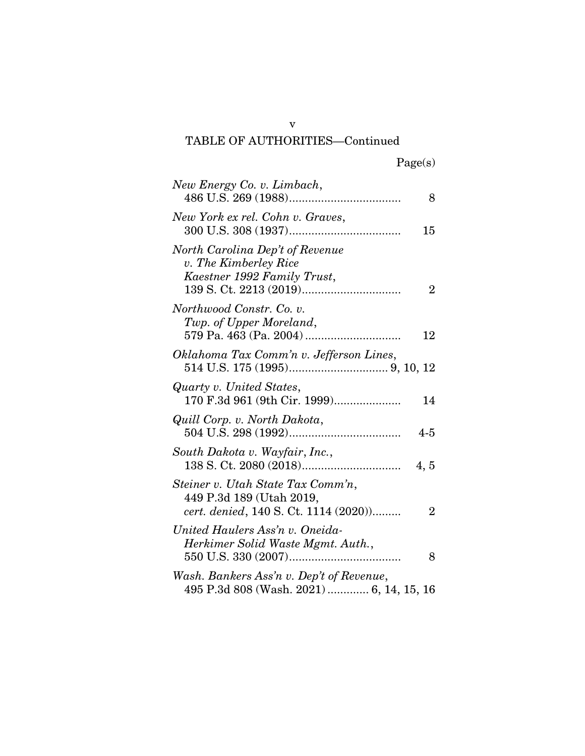TABLE OF AUTHORITIES—Continued

| | Page(s) |
|---|---|
| *New Energy Co. v. Limbach*, 486 U.S. 269 (1988) | 8 |
| *New York ex rel. Cohn v. Graves*, 300 U.S. 308 (1937) | 15 |
| *North Carolina Dep't of Revenue v. The Kimberley Rice Kaestner 1992 Family Trust*, 139 S. Ct. 2213 (2019) | 2 |
| *Northwood Constr. Co. v. Twp. of Upper Moreland*, 579 Pa. 463 (Pa. 2004) | 12 |
| *Oklahoma Tax Comm'n v. Jefferson Lines*, 514 U.S. 175 (1995) | 9, 10, 12 |
| *Quarty v. United States*, 170 F.3d 961 (9th Cir. 1999) | 14 |
| *Quill Corp. v. North Dakota*, 504 U.S. 298 (1992) | 4-5 |
| *South Dakota v. Wayfair, Inc.*, 138 S. Ct. 2080 (2018) | 4, 5 |
| *Steiner v. Utah State Tax Comm'n*, 449 P.3d 189 (Utah 2019, *cert. denied*, 140 S. Ct. 1114 (2020)) | 2 |
| *United Haulers Ass'n v. Oneida-Herkimer Solid Waste Mgmt. Auth.*, 550 U.S. 330 (2007) | 8 |
| *Wash. Bankers Ass'n v. Dep't of Revenue*, 495 P.3d 808 (Wash. 2021) | 6, 14, 15, 16 |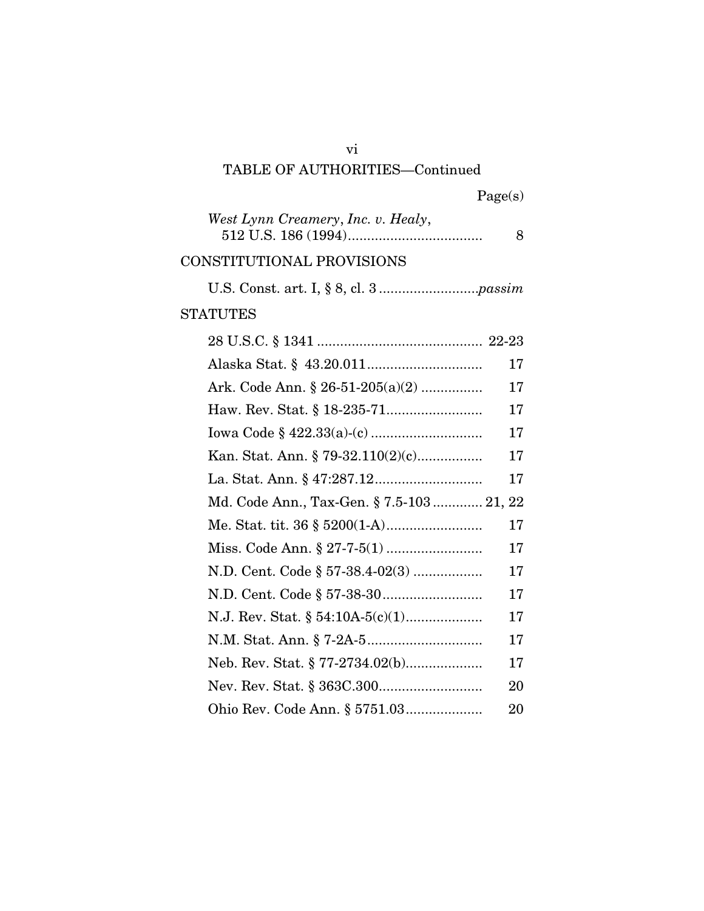TABLE OF AUTHORITIES—Continued

| | Page(s) |
|---|---|
| *West Lynn Creamery*, *Inc. v. Healy*, 512 U.S. 186 (1994) | 8 |

## CONSTITUTIONAL PROVISIONS

| | |
|---|---|
| U.S. Const. art. I, § 8, cl. 3 | *passim* |

## STATUTES

| | |
|---|---|
| 28 U.S.C. § 1341 | 22-23 |
| Alaska Stat. § 43.20.011 | 17 |
| Ark. Code Ann. § 26-51-205(a)(2) | 17 |
| Haw. Rev. Stat. § 18-235-71 | 17 |
| Iowa Code § 422.33(a)-(c) | 17 |
| Kan. Stat. Ann. § 79-32.110(2)(c) | 17 |
| La. Stat. Ann. § 47:287.12 | 17 |
| Md. Code Ann., Tax-Gen. § 7.5-103 | 21, 22 |
| Me. Stat. tit. 36 § 5200(1-A) | 17 |
| Miss. Code Ann. § 27-7-5(1) | 17 |
| N.D. Cent. Code § 57-38.4-02(3) | 17 |
| N.D. Cent. Code § 57-38-30 | 17 |
| N.J. Rev. Stat. § 54:10A-5(c)(1) | 17 |
| N.M. Stat. Ann. § 7-2A-5 | 17 |
| Neb. Rev. Stat. § 77-2734.02(b) | 17 |
| Nev. Rev. Stat. § 363C.300 | 20 |
| Ohio Rev. Code Ann. § 5751.03 | 20 |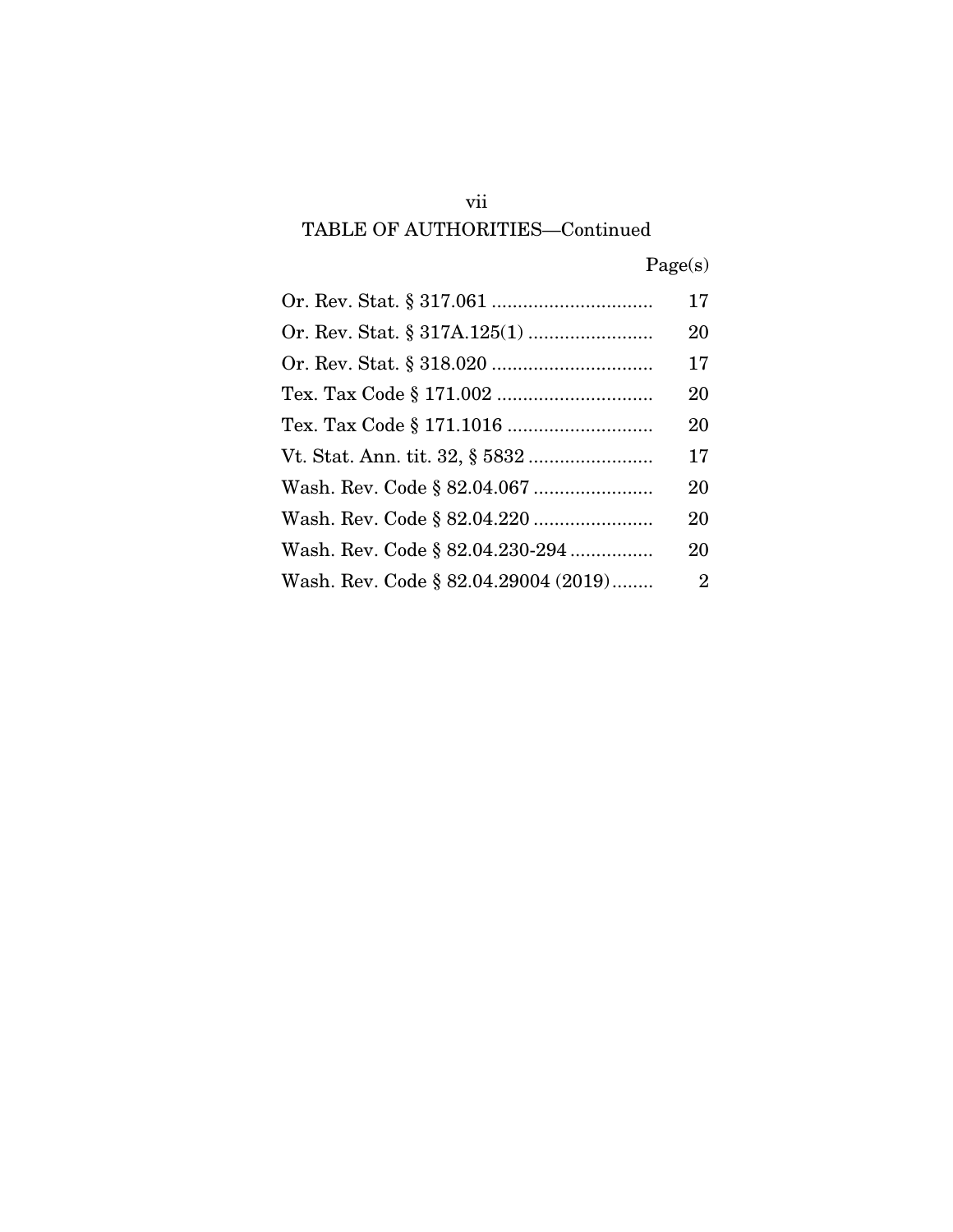## TABLE OF AUTHORITIES—Continued

| | Page(s) |
|---|---|
| Or. Rev. Stat. § 317.061 | 17 |
| Or. Rev. Stat. § 317A.125(1) | 20 |
| Or. Rev. Stat. § 318.020 | 17 |
| Tex. Tax Code § 171.002 | 20 |
| Tex. Tax Code § 171.1016 | 20 |
| Vt. Stat. Ann. tit. 32, § 5832 | 17 |
| Wash. Rev. Code § 82.04.067 | 20 |
| Wash. Rev. Code § 82.04.220 | 20 |
| Wash. Rev. Code § 82.04.230-294 | 20 |
| Wash. Rev. Code § 82.04.29004 (2019) | 2 |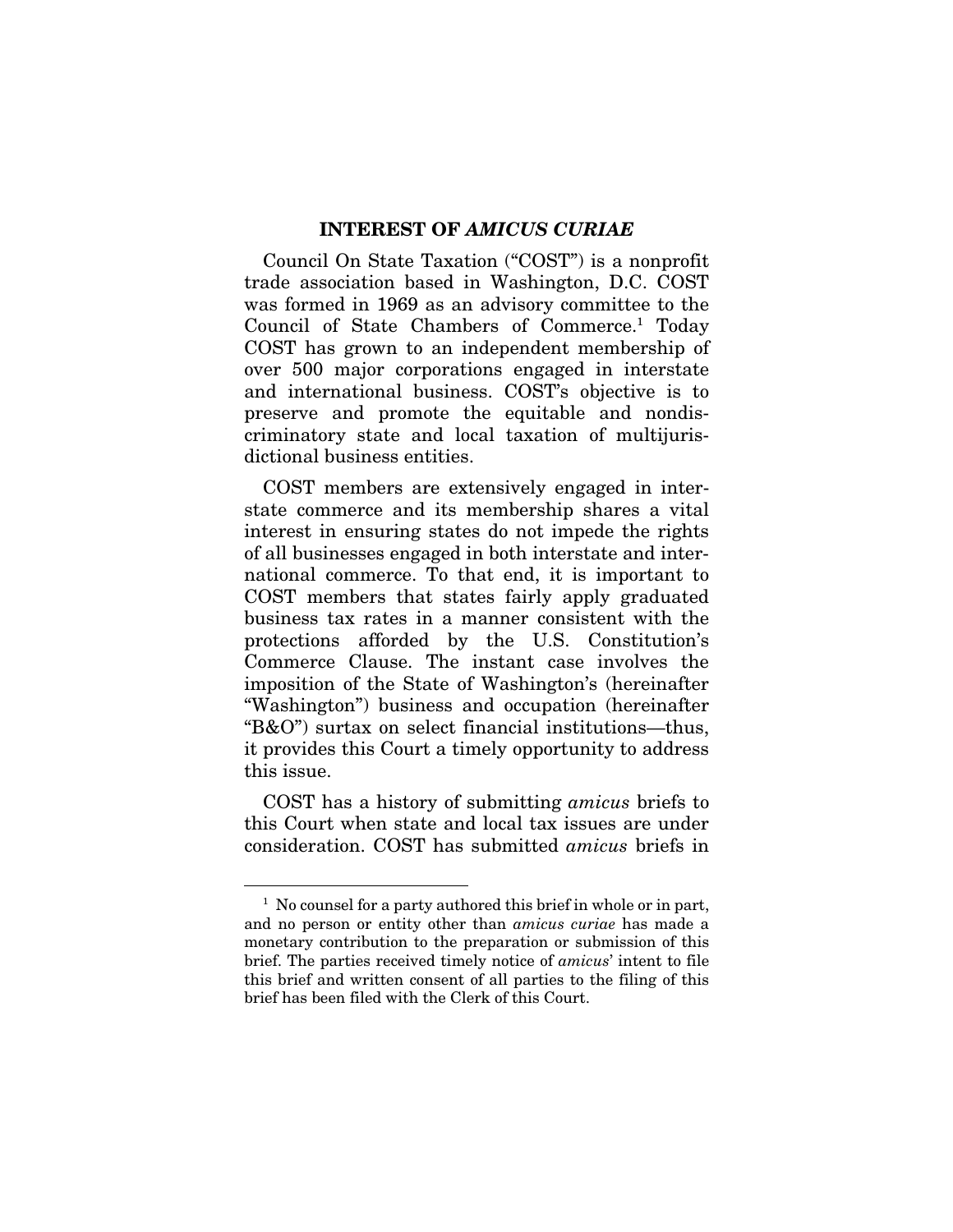## INTEREST OF *AMICUS CURIAE*

Council On State Taxation ("COST") is a nonprofit trade association based in Washington, D.C. COST was formed in 1969 as an advisory committee to the Council of State Chambers of Commerce.[1] Today COST has grown to an independent membership of over 500 major corporations engaged in interstate and international business. COST's objective is to preserve and promote the equitable and nondiscriminatory state and local taxation of multijurisdictional business entities.

COST members are extensively engaged in interstate commerce and its membership shares a vital interest in ensuring states do not impede the rights of all businesses engaged in both interstate and international commerce. To that end, it is important to COST members that states fairly apply graduated business tax rates in a manner consistent with the protections afforded by the U.S. Constitution's Commerce Clause. The instant case involves the imposition of the State of Washington's (hereinafter "Washington") business and occupation (hereinafter "B&O") surtax on select financial institutions—thus, it provides this Court a timely opportunity to address this issue.

COST has a history of submitting *amicus* briefs to this Court when state and local tax issues are under consideration. COST has submitted *amicus* briefs in

---

[1] No counsel for a party authored this brief in whole or in part, and no person or entity other than *amicus curiae* has made a monetary contribution to the preparation or submission of this brief. The parties received timely notice of *amicus*' intent to file this brief and written consent of all parties to the filing of this brief has been filed with the Clerk of this Court.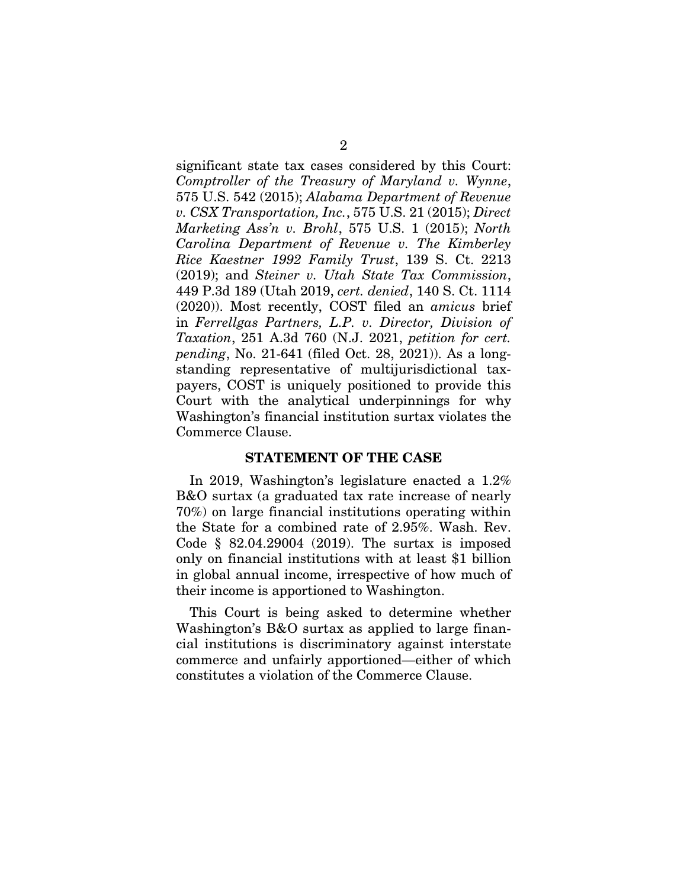significant state tax cases considered by this Court: *Comptroller of the Treasury of Maryland v. Wynne*, 575 U.S. 542 (2015); *Alabama Department of Revenue v. CSX Transportation, Inc.*, 575 U.S. 21 (2015); *Direct Marketing Ass'n v. Brohl*, 575 U.S. 1 (2015); *North Carolina Department of Revenue v. The Kimberley Rice Kaestner 1992 Family Trust*, 139 S. Ct. 2213 (2019); and *Steiner v. Utah State Tax Commission*, 449 P.3d 189 (Utah 2019, *cert. denied*, 140 S. Ct. 1114 (2020)). Most recently, COST filed an *amicus* brief in *Ferrellgas Partners, L.P. v. Director, Division of Taxation*, 251 A.3d 760 (N.J. 2021, *petition for cert. pending*, No. 21-641 (filed Oct. 28, 2021)). As a long-standing representative of multijurisdictional taxpayers, COST is uniquely positioned to provide this Court with the analytical underpinnings for why Washington's financial institution surtax violates the Commerce Clause.

## STATEMENT OF THE CASE

In 2019, Washington's legislature enacted a 1.2% B&O surtax (a graduated tax rate increase of nearly 70%) on large financial institutions operating within the State for a combined rate of 2.95%. Wash. Rev. Code § 82.04.29004 (2019). The surtax is imposed only on financial institutions with at least $1 billion in global annual income, irrespective of how much of their income is apportioned to Washington.

This Court is being asked to determine whether Washington's B&O surtax as applied to large financial institutions is discriminatory against interstate commerce and unfairly apportioned—either of which constitutes a violation of the Commerce Clause.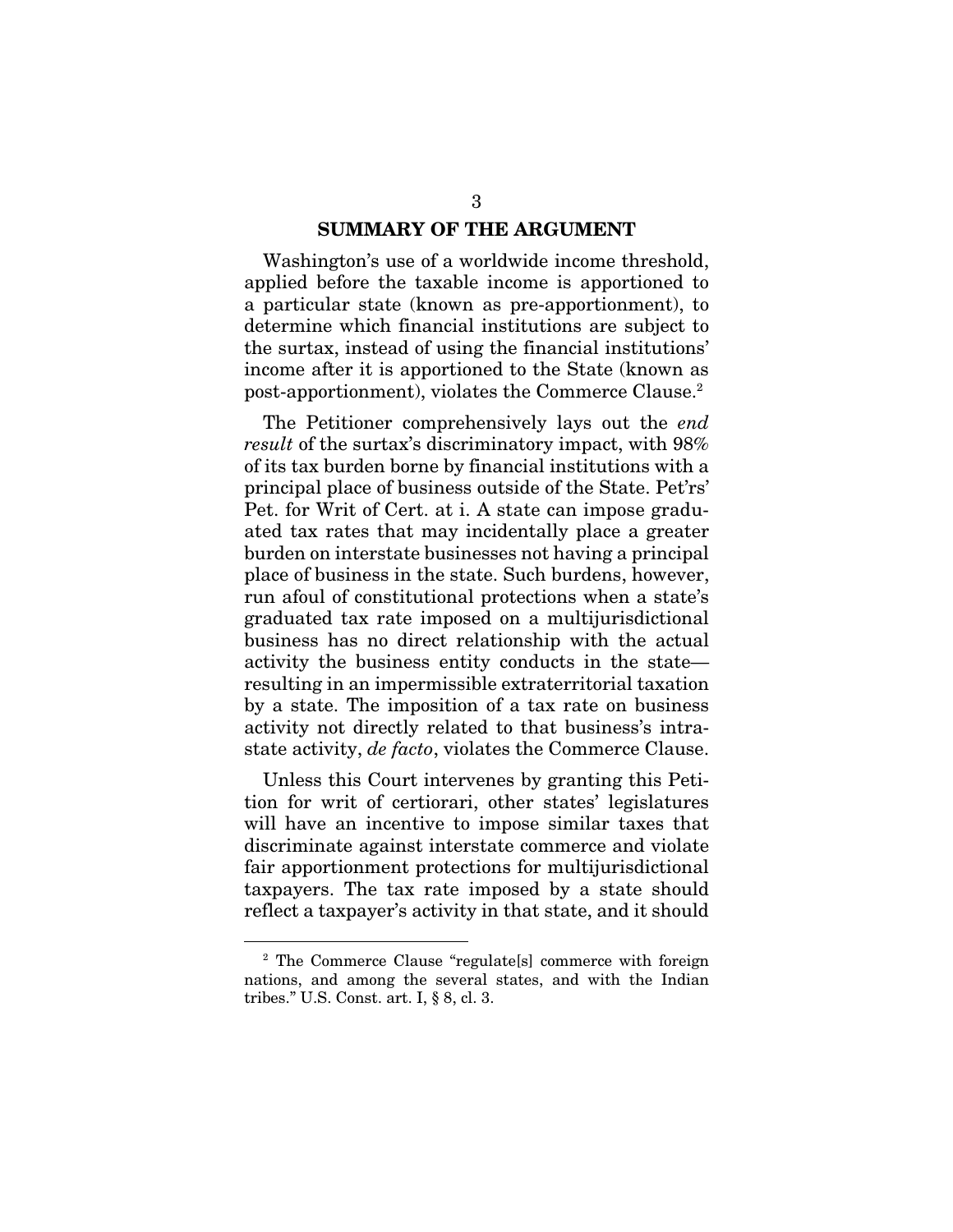## SUMMARY OF THE ARGUMENT

Washington's use of a worldwide income threshold, applied before the taxable income is apportioned to a particular state (known as pre-apportionment), to determine which financial institutions are subject to the surtax, instead of using the financial institutions' income after it is apportioned to the State (known as post-apportionment), violates the Commerce Clause.[2]

The Petitioner comprehensively lays out the *end result* of the surtax's discriminatory impact, with 98% of its tax burden borne by financial institutions with a principal place of business outside of the State. Pet'rs' Pet. for Writ of Cert. at i. A state can impose graduated tax rates that may incidentally place a greater burden on interstate businesses not having a principal place of business in the state. Such burdens, however, run afoul of constitutional protections when a state's graduated tax rate imposed on a multijurisdictional business has no direct relationship with the actual activity the business entity conducts in the state—resulting in an impermissible extraterritorial taxation by a state. The imposition of a tax rate on business activity not directly related to that business's intrastate activity, *de facto*, violates the Commerce Clause.

Unless this Court intervenes by granting this Petition for writ of certiorari, other states' legislatures will have an incentive to impose similar taxes that discriminate against interstate commerce and violate fair apportionment protections for multijurisdictional taxpayers. The tax rate imposed by a state should reflect a taxpayer's activity in that state, and it should

---

[2] The Commerce Clause "regulate[s] commerce with foreign nations, and among the several states, and with the Indian tribes." U.S. Const. art. I, § 8, cl. 3.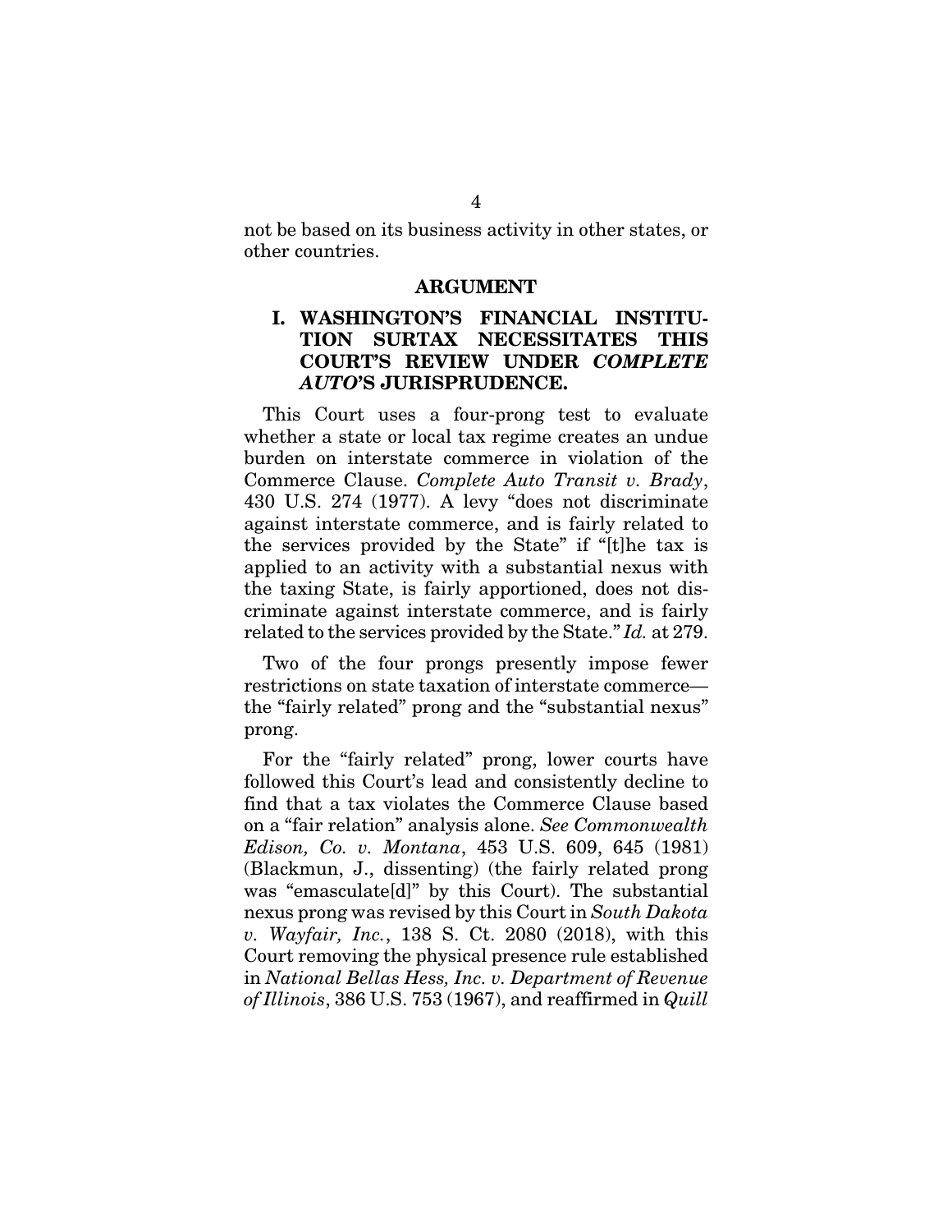not be based on its business activity in other states, or other countries.

## ARGUMENT

### I. WASHINGTON'S FINANCIAL INSTITUTION SURTAX NECESSITATES THIS COURT'S REVIEW UNDER *COMPLETE AUTO*'S JURISPRUDENCE.

This Court uses a four-prong test to evaluate whether a state or local tax regime creates an undue burden on interstate commerce in violation of the Commerce Clause. *Complete Auto Transit v. Brady*, 430 U.S. 274 (1977). A levy "does not discriminate against interstate commerce, and is fairly related to the services provided by the State" if "[t]he tax is applied to an activity with a substantial nexus with the taxing State, is fairly apportioned, does not discriminate against interstate commerce, and is fairly related to the services provided by the State." *Id.* at 279.

Two of the four prongs presently impose fewer restrictions on state taxation of interstate commerce—the "fairly related" prong and the "substantial nexus" prong.

For the "fairly related" prong, lower courts have followed this Court's lead and consistently decline to find that a tax violates the Commerce Clause based on a "fair relation" analysis alone. *See Commonwealth Edison, Co. v. Montana*, 453 U.S. 609, 645 (1981) (Blackmun, J., dissenting) (the fairly related prong was "emasculate[d]" by this Court). The substantial nexus prong was revised by this Court in *South Dakota v. Wayfair, Inc.*, 138 S. Ct. 2080 (2018), with this Court removing the physical presence rule established in *National Bellas Hess, Inc. v. Department of Revenue of Illinois*, 386 U.S. 753 (1967), and reaffirmed in *Quill*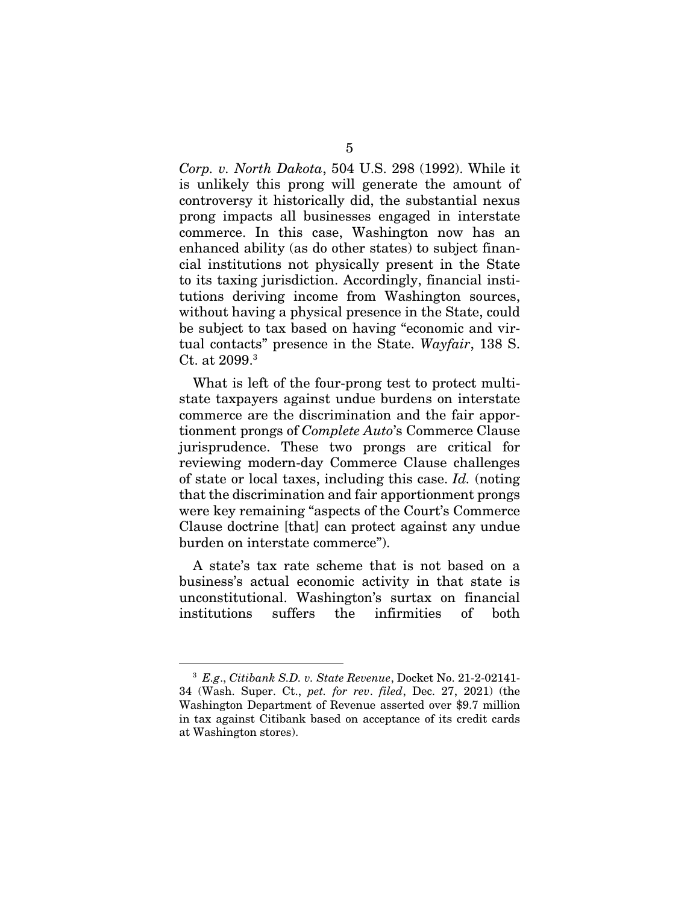*Corp. v. North Dakota*, 504 U.S. 298 (1992). While it is unlikely this prong will generate the amount of controversy it historically did, the substantial nexus prong impacts all businesses engaged in interstate commerce. In this case, Washington now has an enhanced ability (as do other states) to subject financial institutions not physically present in the State to its taxing jurisdiction. Accordingly, financial institutions deriving income from Washington sources, without having a physical presence in the State, could be subject to tax based on having "economic and virtual contacts" presence in the State. *Wayfair*, 138 S. Ct. at 2099.[3]

What is left of the four-prong test to protect multistate taxpayers against undue burdens on interstate commerce are the discrimination and the fair apportionment prongs of *Complete Auto*'s Commerce Clause jurisprudence. These two prongs are critical for reviewing modern-day Commerce Clause challenges of state or local taxes, including this case. *Id.* (noting that the discrimination and fair apportionment prongs were key remaining "aspects of the Court's Commerce Clause doctrine [that] can protect against any undue burden on interstate commerce").

A state's tax rate scheme that is not based on a business's actual economic activity in that state is unconstitutional. Washington's surtax on financial institutions suffers the infirmities of both

---

[3] *E.g*., *Citibank S.D. v. State Revenue*, Docket No. 21-2-02141-34 (Wash. Super. Ct., *pet. for rev*. *filed*, Dec. 27, 2021) (the Washington Department of Revenue asserted over $9.7 million in tax against Citibank based on acceptance of its credit cards at Washington stores).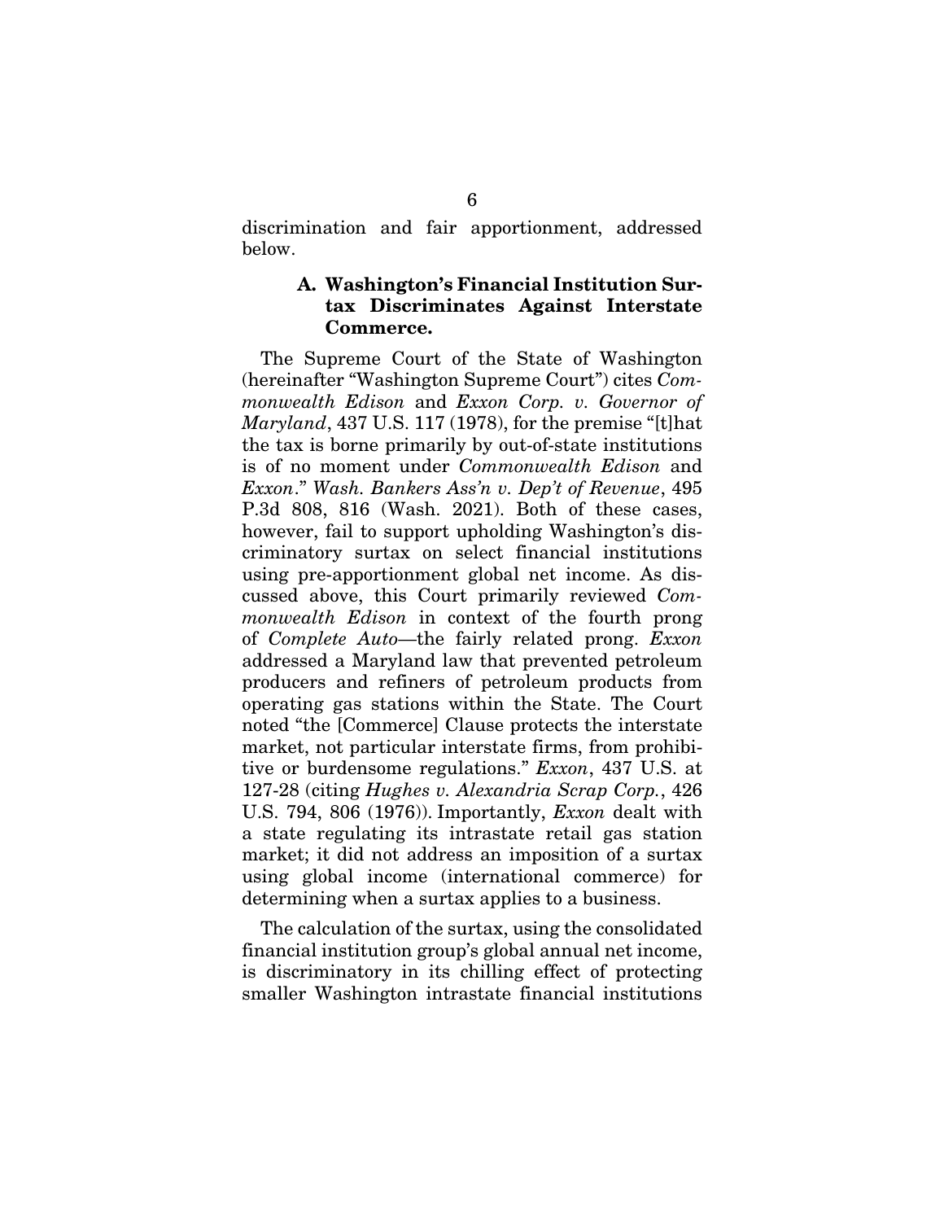discrimination and fair apportionment, addressed below.

### A. Washington's Financial Institution Surtax Discriminates Against Interstate Commerce.

The Supreme Court of the State of Washington (hereinafter "Washington Supreme Court") cites *Commonwealth Edison* and *Exxon Corp. v. Governor of Maryland*, 437 U.S. 117 (1978), for the premise "[t]hat the tax is borne primarily by out-of-state institutions is of no moment under *Commonwealth Edison* and *Exxon*." *Wash. Bankers Ass'n v. Dep't of Revenue*, 495 P.3d 808, 816 (Wash. 2021). Both of these cases, however, fail to support upholding Washington's discriminatory surtax on select financial institutions using pre-apportionment global net income. As discussed above, this Court primarily reviewed *Commonwealth Edison* in context of the fourth prong of *Complete Auto*—the fairly related prong. *Exxon* addressed a Maryland law that prevented petroleum producers and refiners of petroleum products from operating gas stations within the State. The Court noted "the [Commerce] Clause protects the interstate market, not particular interstate firms, from prohibitive or burdensome regulations." *Exxon*, 437 U.S. at 127-28 (citing *Hughes v. Alexandria Scrap Corp.*, 426 U.S. 794, 806 (1976)). Importantly, *Exxon* dealt with a state regulating its intrastate retail gas station market; it did not address an imposition of a surtax using global income (international commerce) for determining when a surtax applies to a business.

The calculation of the surtax, using the consolidated financial institution group's global annual net income, is discriminatory in its chilling effect of protecting smaller Washington intrastate financial institutions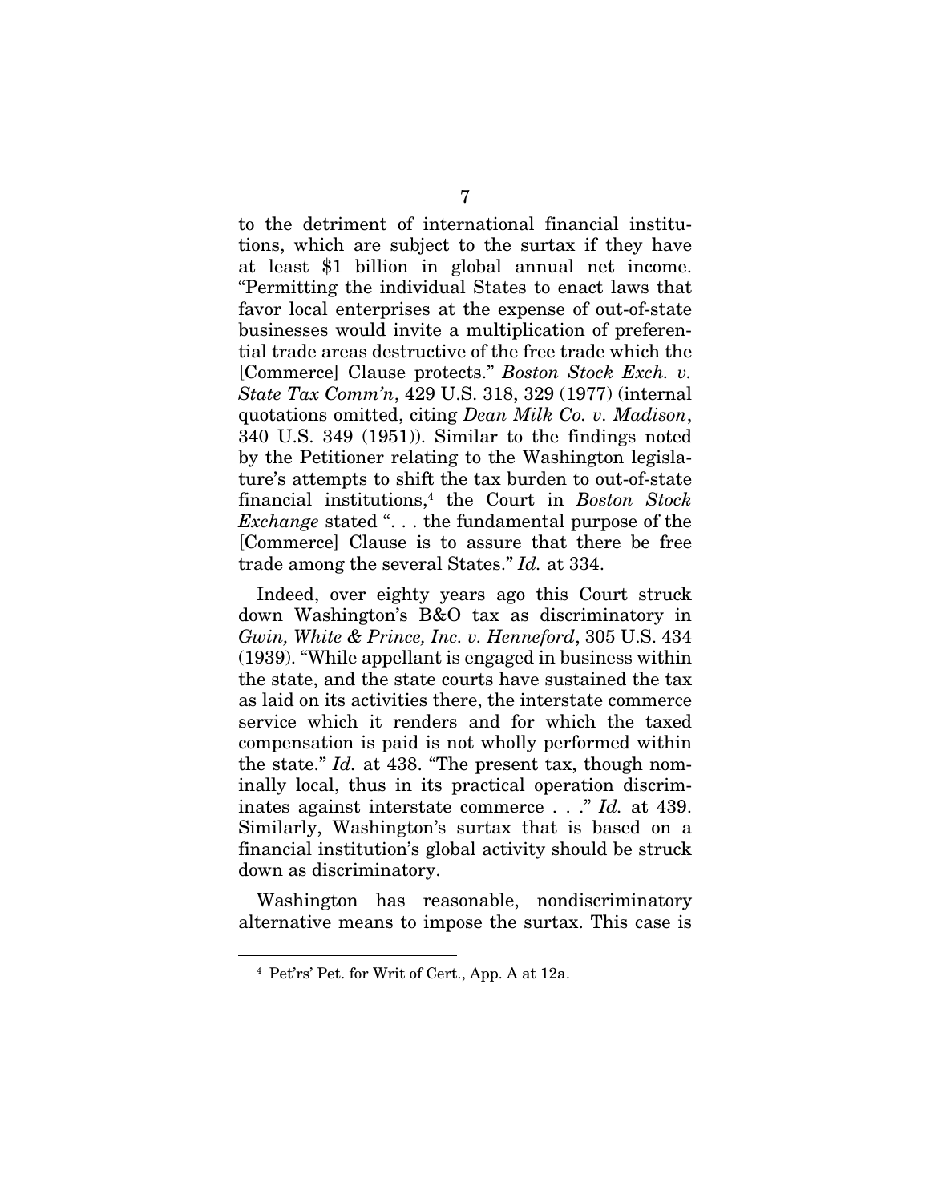to the detriment of international financial institutions, which are subject to the surtax if they have at least $1 billion in global annual net income. "Permitting the individual States to enact laws that favor local enterprises at the expense of out-of-state businesses would invite a multiplication of preferential trade areas destructive of the free trade which the [Commerce] Clause protects." *Boston Stock Exch. v. State Tax Comm'n*, 429 U.S. 318, 329 (1977) (internal quotations omitted, citing *Dean Milk Co. v. Madison*, 340 U.S. 349 (1951)). Similar to the findings noted by the Petitioner relating to the Washington legislature's attempts to shift the tax burden to out-of-state financial institutions,[4] the Court in *Boston Stock Exchange* stated ". . . the fundamental purpose of the [Commerce] Clause is to assure that there be free trade among the several States." *Id.* at 334.

Indeed, over eighty years ago this Court struck down Washington's B&O tax as discriminatory in *Gwin, White & Prince, Inc. v. Henneford*, 305 U.S. 434 (1939). "While appellant is engaged in business within the state, and the state courts have sustained the tax as laid on its activities there, the interstate commerce service which it renders and for which the taxed compensation is paid is not wholly performed within the state." *Id.* at 438. "The present tax, though nominally local, thus in its practical operation discriminates against interstate commerce . . ." *Id.* at 439. Similarly, Washington's surtax that is based on a financial institution's global activity should be struck down as discriminatory.

Washington has reasonable, nondiscriminatory alternative means to impose the surtax. This case is

---

[4] Pet'rs' Pet. for Writ of Cert., App. A at 12a.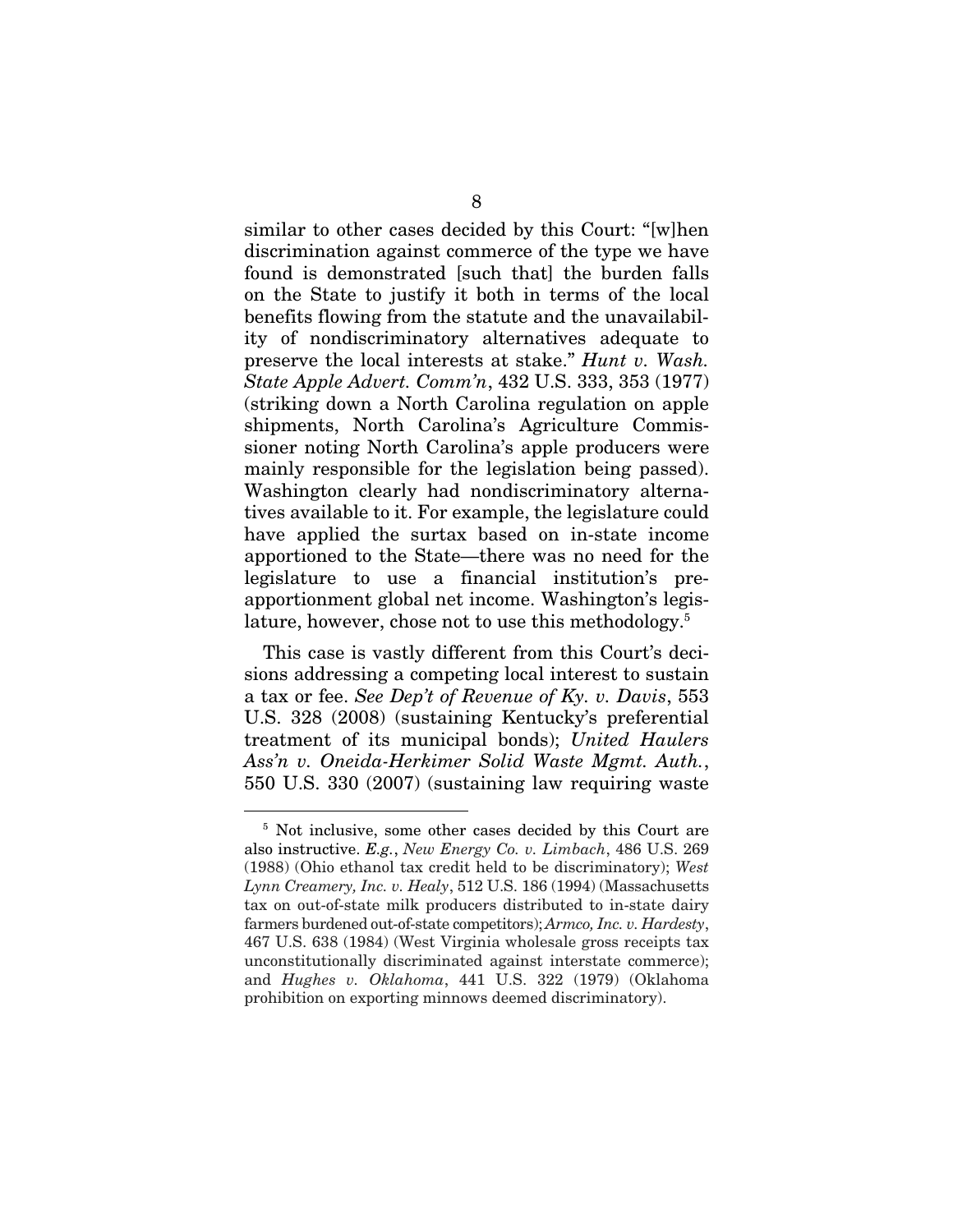similar to other cases decided by this Court: "[w]hen discrimination against commerce of the type we have found is demonstrated [such that] the burden falls on the State to justify it both in terms of the local benefits flowing from the statute and the unavailability of nondiscriminatory alternatives adequate to preserve the local interests at stake." *Hunt v. Wash. State Apple Advert. Comm'n*, 432 U.S. 333, 353 (1977) (striking down a North Carolina regulation on apple shipments, North Carolina's Agriculture Commissioner noting North Carolina's apple producers were mainly responsible for the legislation being passed). Washington clearly had nondiscriminatory alternatives available to it. For example, the legislature could have applied the surtax based on in-state income apportioned to the State—there was no need for the legislature to use a financial institution's pre-apportionment global net income. Washington's legislature, however, chose not to use this methodology.[5]

This case is vastly different from this Court's decisions addressing a competing local interest to sustain a tax or fee. *See Dep't of Revenue of Ky. v. Davis*, 553 U.S. 328 (2008) (sustaining Kentucky's preferential treatment of its municipal bonds); *United Haulers Ass'n v. Oneida-Herkimer Solid Waste Mgmt. Auth.*, 550 U.S. 330 (2007) (sustaining law requiring waste

[5] Not inclusive, some other cases decided by this Court are also instructive. *E.g.*, *New Energy Co. v. Limbach*, 486 U.S. 269 (1988) (Ohio ethanol tax credit held to be discriminatory); *West Lynn Creamery, Inc. v. Healy*, 512 U.S. 186 (1994) (Massachusetts tax on out-of-state milk producers distributed to in-state dairy farmers burdened out-of-state competitors); *Armco, Inc. v. Hardesty*, 467 U.S. 638 (1984) (West Virginia wholesale gross receipts tax unconstitutionally discriminated against interstate commerce); and *Hughes v. Oklahoma*, 441 U.S. 322 (1979) (Oklahoma prohibition on exporting minnows deemed discriminatory).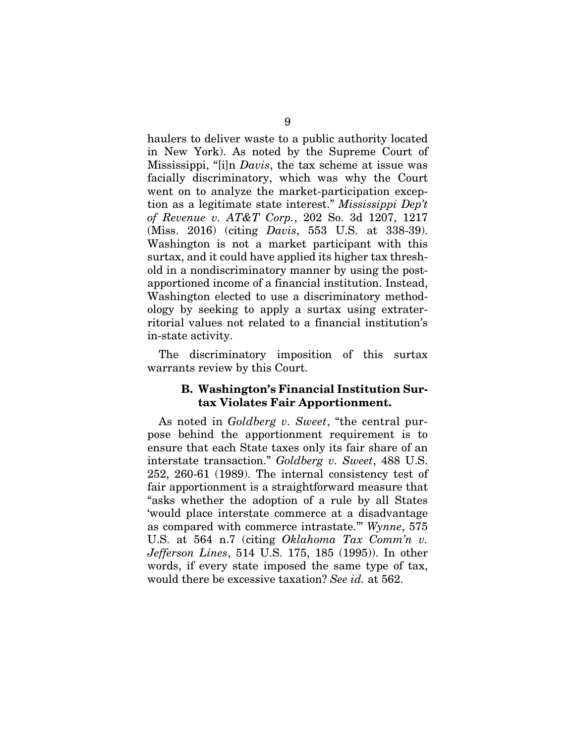haulers to deliver waste to a public authority located in New York). As noted by the Supreme Court of Mississippi, "[i]n *Davis*, the tax scheme at issue was facially discriminatory, which was why the Court went on to analyze the market-participation exception as a legitimate state interest." *Mississippi Dep't of Revenue v. AT&T Corp.*, 202 So. 3d 1207, 1217 (Miss. 2016) (citing *Davis*, 553 U.S. at 338-39). Washington is not a market participant with this surtax, and it could have applied its higher tax threshold in a nondiscriminatory manner by using the post-apportioned income of a financial institution. Instead, Washington elected to use a discriminatory methodology by seeking to apply a surtax using extraterritorial values not related to a financial institution's in-state activity.

The discriminatory imposition of this surtax warrants review by this Court.

### B. Washington's Financial Institution Surtax Violates Fair Apportionment.

As noted in *Goldberg v. Sweet*, "the central purpose behind the apportionment requirement is to ensure that each State taxes only its fair share of an interstate transaction." *Goldberg v. Sweet*, 488 U.S. 252, 260-61 (1989). The internal consistency test of fair apportionment is a straightforward measure that "asks whether the adoption of a rule by all States 'would place interstate commerce at a disadvantage as compared with commerce intrastate.'" *Wynne*, 575 U.S. at 564 n.7 (citing *Oklahoma Tax Comm'n v. Jefferson Lines*, 514 U.S. 175, 185 (1995)). In other words, if every state imposed the same type of tax, would there be excessive taxation? *See id.* at 562.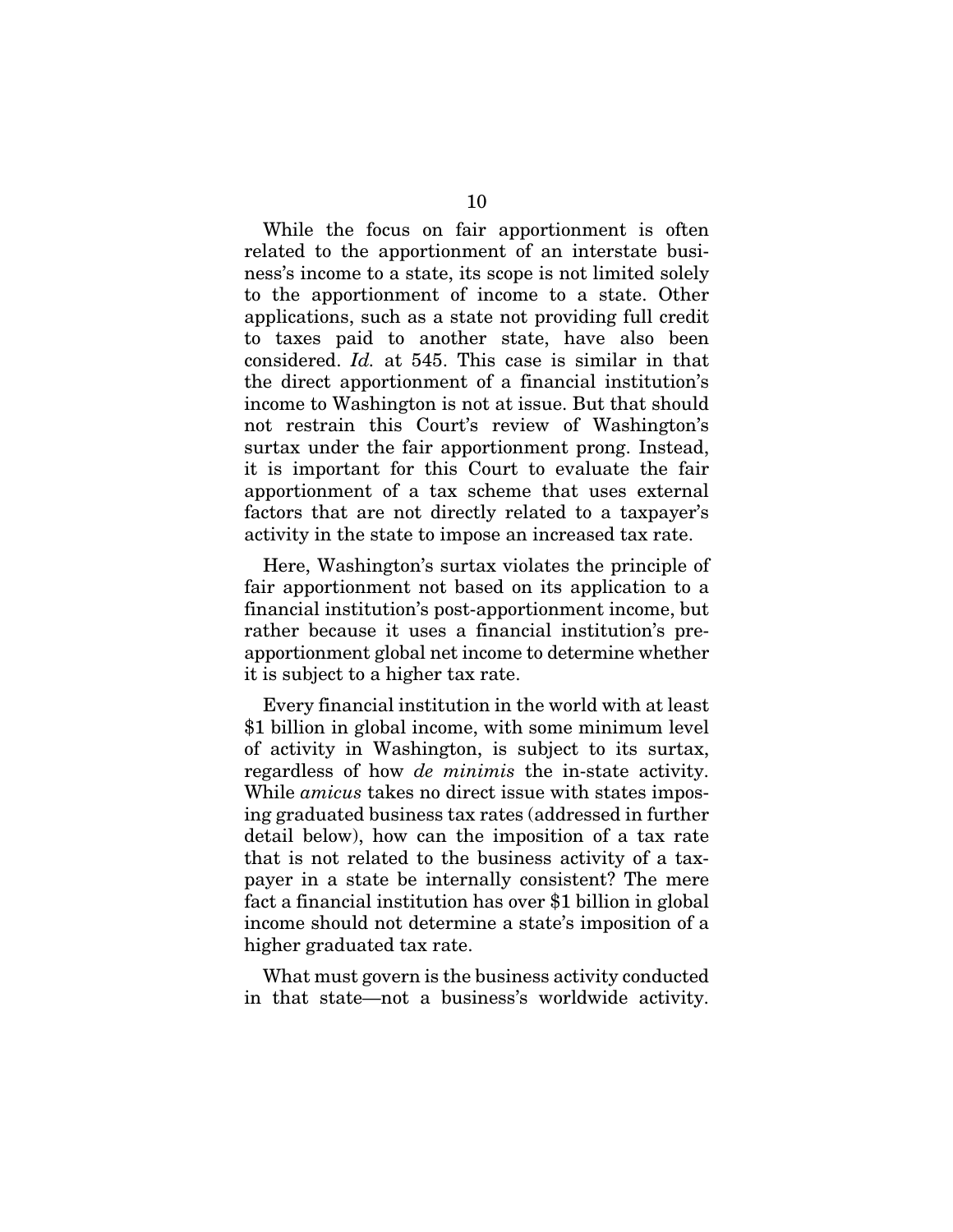While the focus on fair apportionment is often related to the apportionment of an interstate business's income to a state, its scope is not limited solely to the apportionment of income to a state. Other applications, such as a state not providing full credit to taxes paid to another state, have also been considered. *Id.* at 545. This case is similar in that the direct apportionment of a financial institution's income to Washington is not at issue. But that should not restrain this Court's review of Washington's surtax under the fair apportionment prong. Instead, it is important for this Court to evaluate the fair apportionment of a tax scheme that uses external factors that are not directly related to a taxpayer's activity in the state to impose an increased tax rate.

Here, Washington's surtax violates the principle of fair apportionment not based on its application to a financial institution's post-apportionment income, but rather because it uses a financial institution's pre-apportionment global net income to determine whether it is subject to a higher tax rate.

Every financial institution in the world with at least $1 billion in global income, with some minimum level of activity in Washington, is subject to its surtax, regardless of how *de minimis* the in-state activity. While *amicus* takes no direct issue with states imposing graduated business tax rates (addressed in further detail below), how can the imposition of a tax rate that is not related to the business activity of a taxpayer in a state be internally consistent? The mere fact a financial institution has over $1 billion in global income should not determine a state's imposition of a higher graduated tax rate.

What must govern is the business activity conducted in that state—not a business's worldwide activity.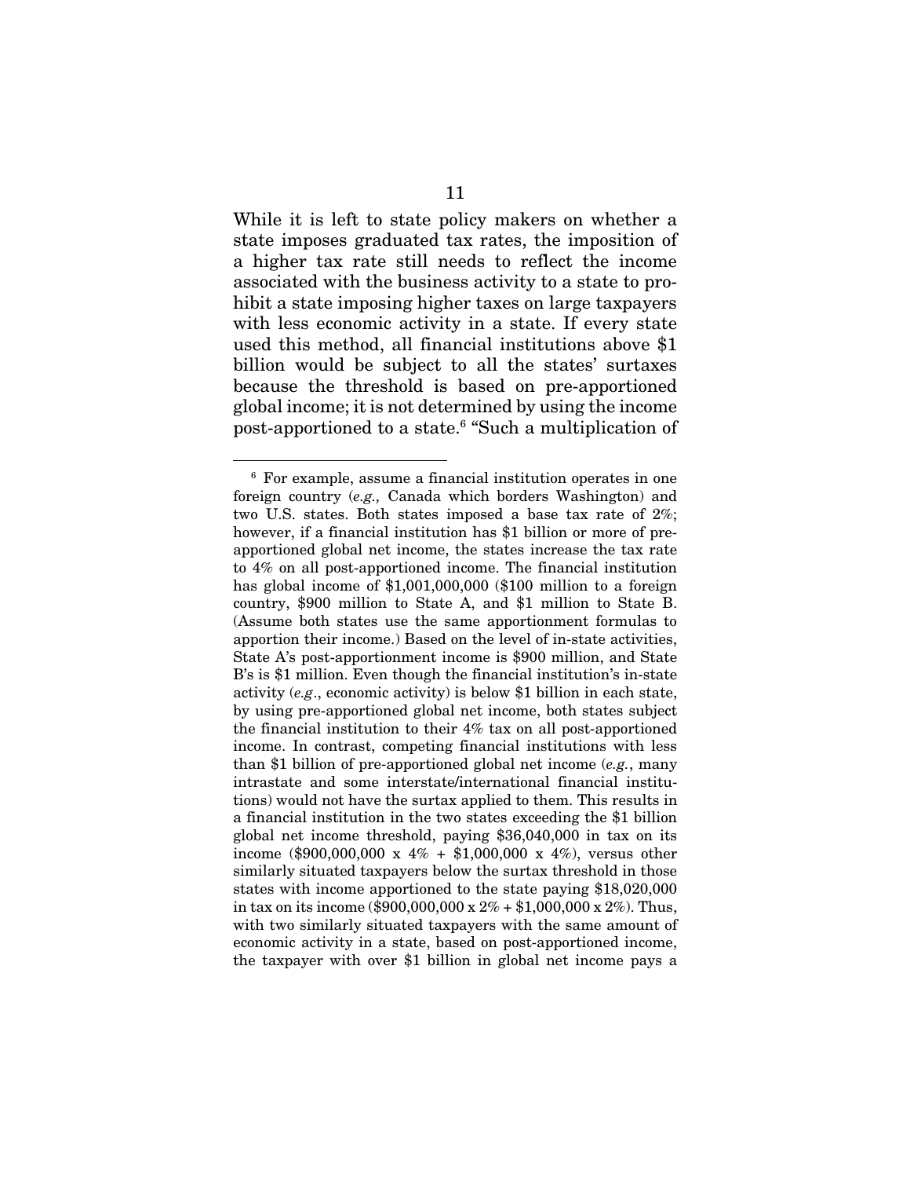While it is left to state policy makers on whether a state imposes graduated tax rates, the imposition of a higher tax rate still needs to reflect the income associated with the business activity to a state to prohibit a state imposing higher taxes on large taxpayers with less economic activity in a state. If every state used this method, all financial institutions above $1 billion would be subject to all the states' surtaxes because the threshold is based on pre-apportioned global income; it is not determined by using the income post-apportioned to a state.[6] "Such a multiplication of

---

[6] For example, assume a financial institution operates in one foreign country (*e.g.,* Canada which borders Washington) and two U.S. states. Both states imposed a base tax rate of 2%; however, if a financial institution has $1 billion or more of pre-apportioned global net income, the states increase the tax rate to 4% on all post-apportioned income. The financial institution has global income of $1,001,000,000 ($100 million to a foreign country, $900 million to State A, and $1 million to State B. (Assume both states use the same apportionment formulas to apportion their income.) Based on the level of in-state activities, State A's post-apportionment income is $900 million, and State B's is $1 million. Even though the financial institution's in-state activity (*e.g*., economic activity) is below $1 billion in each state, by using pre-apportioned global net income, both states subject the financial institution to their 4% tax on all post-apportioned income. In contrast, competing financial institutions with less than $1 billion of pre-apportioned global net income (*e.g.*, many intrastate and some interstate/international financial institutions) would not have the surtax applied to them. This results in a financial institution in the two states exceeding the $1 billion global net income threshold, paying $36,040,000 in tax on its income ($900,000,000 x 4% + $1,000,000 x 4%), versus other similarly situated taxpayers below the surtax threshold in those states with income apportioned to the state paying $18,020,000 in tax on its income ($900,000,000 x 2% + $1,000,000 x 2%). Thus, with two similarly situated taxpayers with the same amount of economic activity in a state, based on post-apportioned income, the taxpayer with over $1 billion in global net income pays a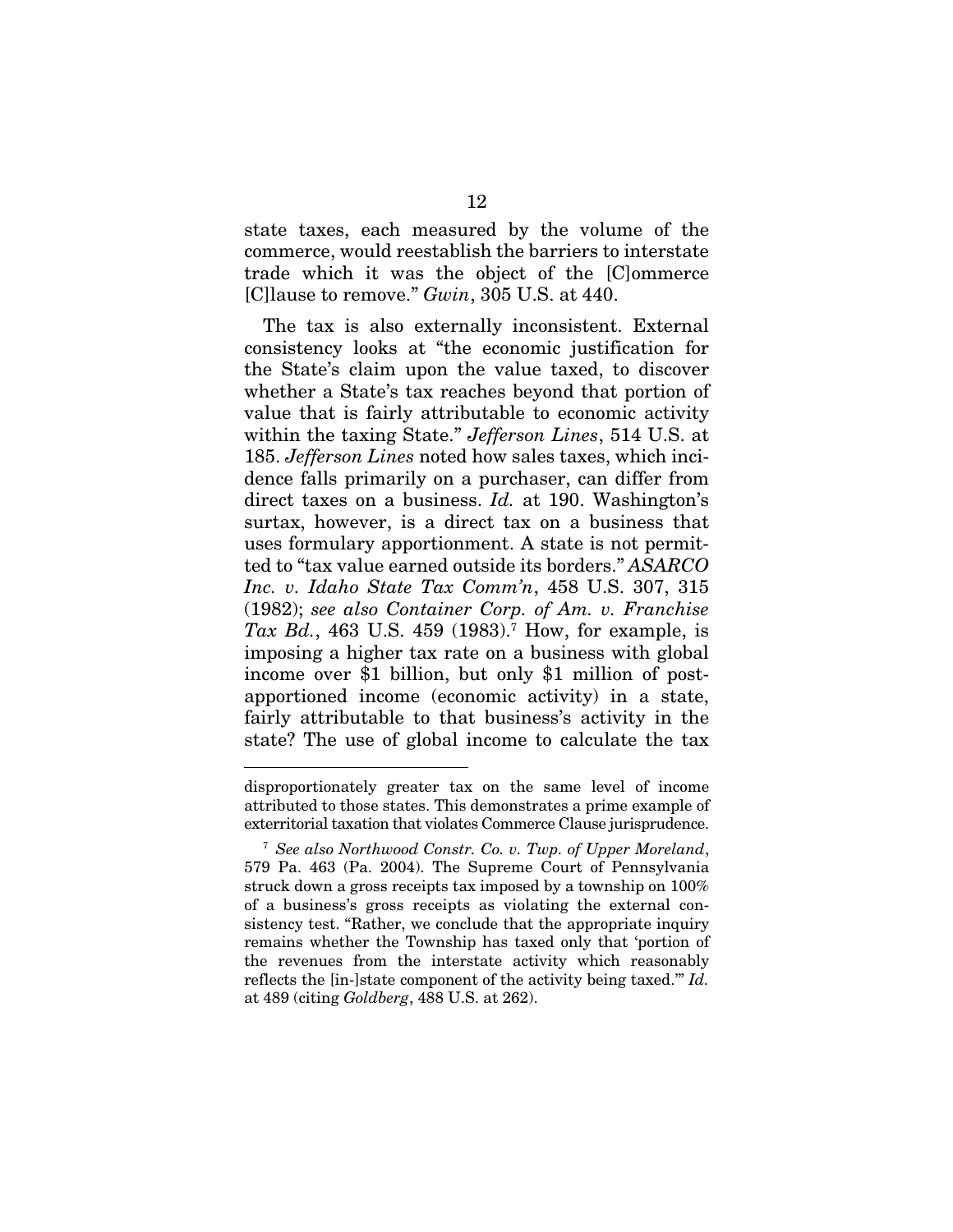state taxes, each measured by the volume of the commerce, would reestablish the barriers to interstate trade which it was the object of the [C]ommerce [C]lause to remove." *Gwin*, 305 U.S. at 440.

The tax is also externally inconsistent. External consistency looks at "the economic justification for the State's claim upon the value taxed, to discover whether a State's tax reaches beyond that portion of value that is fairly attributable to economic activity within the taxing State." *Jefferson Lines*, 514 U.S. at 185. *Jefferson Lines* noted how sales taxes, which incidence falls primarily on a purchaser, can differ from direct taxes on a business. *Id.* at 190. Washington's surtax, however, is a direct tax on a business that uses formulary apportionment. A state is not permitted to "tax value earned outside its borders." *ASARCO Inc. v. Idaho State Tax Comm'n*, 458 U.S. 307, 315 (1982); *see also Container Corp. of Am. v. Franchise Tax Bd.*, 463 U.S. 459 (1983).[7] How, for example, is imposing a higher tax rate on a business with global income over $1 billion, but only $1 million of post-apportioned income (economic activity) in a state, fairly attributable to that business's activity in the state? The use of global income to calculate the tax

---

disproportionately greater tax on the same level of income attributed to those states. This demonstrates a prime example of exterritorial taxation that violates Commerce Clause jurisprudence.

[7] *See also Northwood Constr. Co. v. Twp. of Upper Moreland*, 579 Pa. 463 (Pa. 2004). The Supreme Court of Pennsylvania struck down a gross receipts tax imposed by a township on 100% of a business's gross receipts as violating the external consistency test. "Rather, we conclude that the appropriate inquiry remains whether the Township has taxed only that 'portion of the revenues from the interstate activity which reasonably reflects the [in-]state component of the activity being taxed.'" *Id.* at 489 (citing *Goldberg*, 488 U.S. at 262).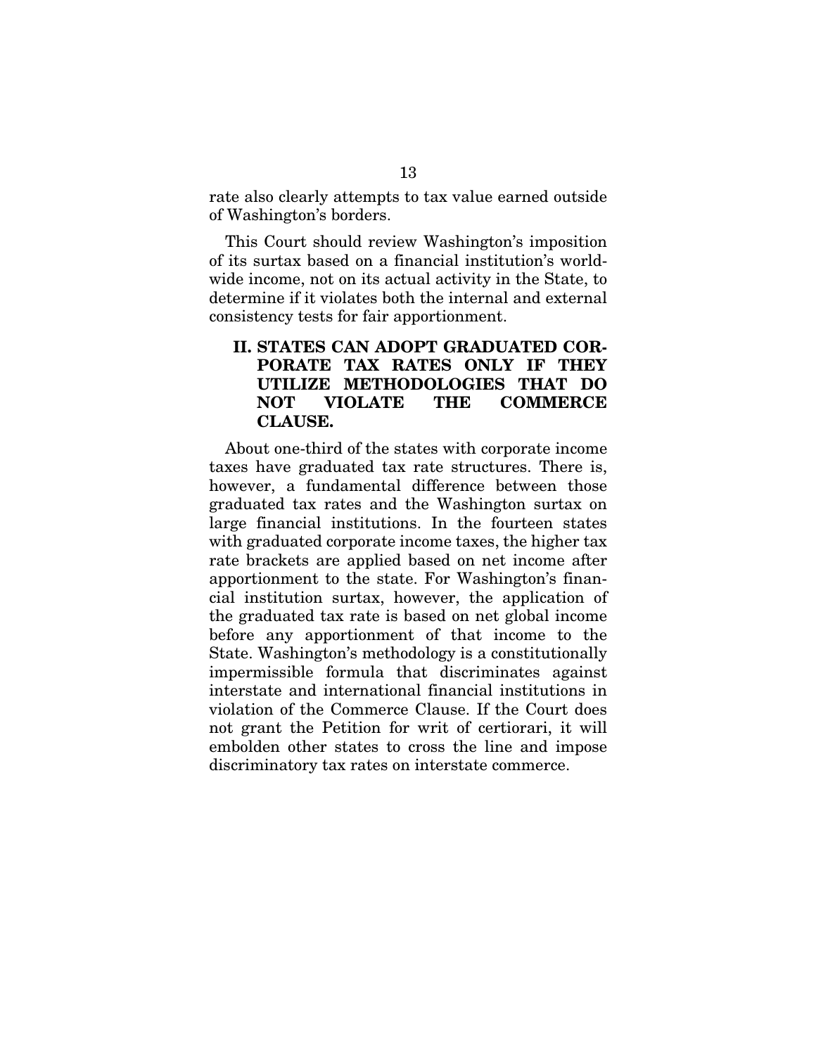rate also clearly attempts to tax value earned outside of Washington's borders.

This Court should review Washington's imposition of its surtax based on a financial institution's worldwide income, not on its actual activity in the State, to determine if it violates both the internal and external consistency tests for fair apportionment.

## II. STATES CAN ADOPT GRADUATED CORPORATE TAX RATES ONLY IF THEY UTILIZE METHODOLOGIES THAT DO NOT VIOLATE THE COMMERCE CLAUSE.

About one-third of the states with corporate income taxes have graduated tax rate structures. There is, however, a fundamental difference between those graduated tax rates and the Washington surtax on large financial institutions. In the fourteen states with graduated corporate income taxes, the higher tax rate brackets are applied based on net income after apportionment to the state. For Washington's financial institution surtax, however, the application of the graduated tax rate is based on net global income before any apportionment of that income to the State. Washington's methodology is a constitutionally impermissible formula that discriminates against interstate and international financial institutions in violation of the Commerce Clause. If the Court does not grant the Petition for writ of certiorari, it will embolden other states to cross the line and impose discriminatory tax rates on interstate commerce.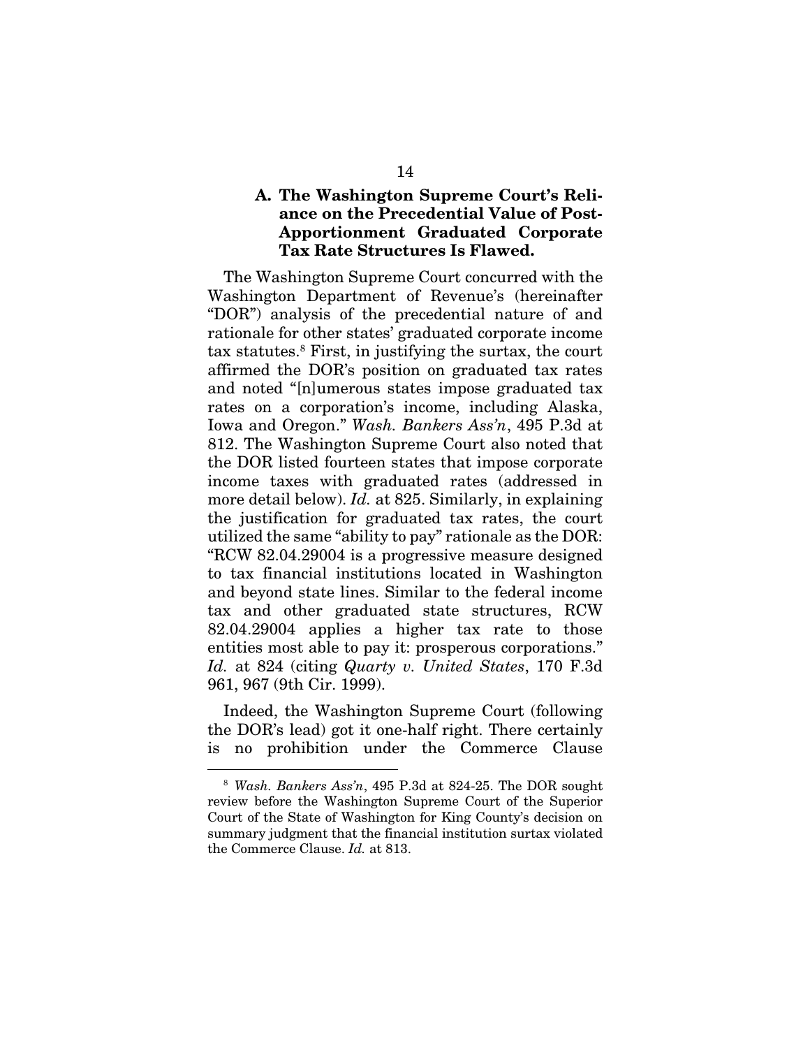### A. The Washington Supreme Court's Reliance on the Precedential Value of Post-Apportionment Graduated Corporate Tax Rate Structures Is Flawed.

The Washington Supreme Court concurred with the Washington Department of Revenue's (hereinafter "DOR") analysis of the precedential nature of and rationale for other states' graduated corporate income tax statutes.[8] First, in justifying the surtax, the court affirmed the DOR's position on graduated tax rates and noted "[n]umerous states impose graduated tax rates on a corporation's income, including Alaska, Iowa and Oregon." *Wash. Bankers Ass'n*, 495 P.3d at 812. The Washington Supreme Court also noted that the DOR listed fourteen states that impose corporate income taxes with graduated rates (addressed in more detail below). *Id.* at 825. Similarly, in explaining the justification for graduated tax rates, the court utilized the same "ability to pay" rationale as the DOR: "RCW 82.04.29004 is a progressive measure designed to tax financial institutions located in Washington and beyond state lines. Similar to the federal income tax and other graduated state structures, RCW 82.04.29004 applies a higher tax rate to those entities most able to pay it: prosperous corporations." *Id.* at 824 (citing *Quarty v. United States*, 170 F.3d 961, 967 (9th Cir. 1999).

Indeed, the Washington Supreme Court (following the DOR's lead) got it one-half right. There certainly is no prohibition under the Commerce Clause

[8] *Wash. Bankers Ass'n*, 495 P.3d at 824-25. The DOR sought review before the Washington Supreme Court of the Superior Court of the State of Washington for King County's decision on summary judgment that the financial institution surtax violated the Commerce Clause. *Id.* at 813.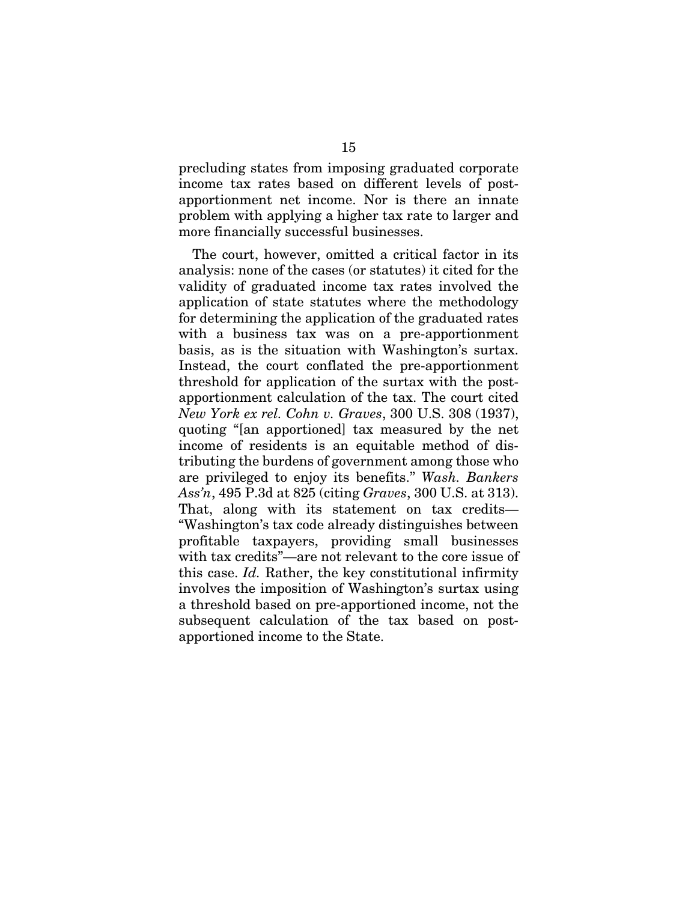precluding states from imposing graduated corporate income tax rates based on different levels of post-apportionment net income. Nor is there an innate problem with applying a higher tax rate to larger and more financially successful businesses.

The court, however, omitted a critical factor in its analysis: none of the cases (or statutes) it cited for the validity of graduated income tax rates involved the application of state statutes where the methodology for determining the application of the graduated rates with a business tax was on a pre-apportionment basis, as is the situation with Washington's surtax. Instead, the court conflated the pre-apportionment threshold for application of the surtax with the post-apportionment calculation of the tax. The court cited *New York ex rel. Cohn v. Graves*, 300 U.S. 308 (1937), quoting "[an apportioned] tax measured by the net income of residents is an equitable method of distributing the burdens of government among those who are privileged to enjoy its benefits." *Wash. Bankers Ass'n*, 495 P.3d at 825 (citing *Graves*, 300 U.S. at 313). That, along with its statement on tax credits—"Washington's tax code already distinguishes between profitable taxpayers, providing small businesses with tax credits"—are not relevant to the core issue of this case. *Id.* Rather, the key constitutional infirmity involves the imposition of Washington's surtax using a threshold based on pre-apportioned income, not the subsequent calculation of the tax based on post-apportioned income to the State.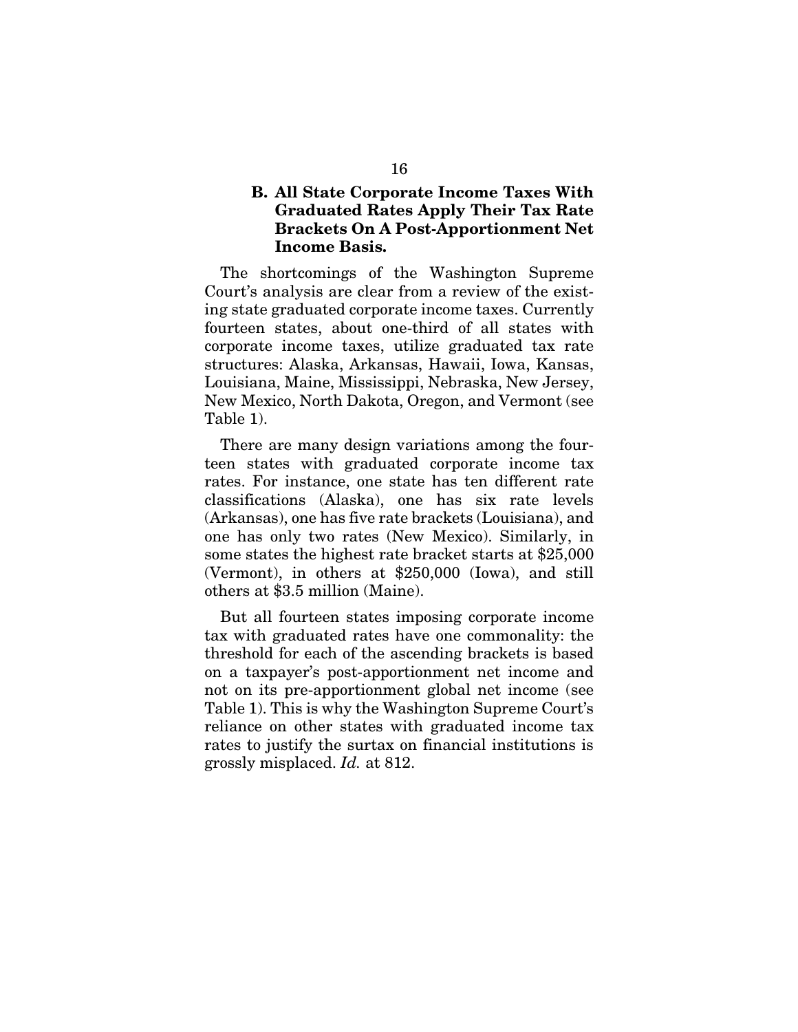### B. All State Corporate Income Taxes With Graduated Rates Apply Their Tax Rate Brackets On A Post-Apportionment Net Income Basis.

The shortcomings of the Washington Supreme Court's analysis are clear from a review of the existing state graduated corporate income taxes. Currently fourteen states, about one-third of all states with corporate income taxes, utilize graduated tax rate structures: Alaska, Arkansas, Hawaii, Iowa, Kansas, Louisiana, Maine, Mississippi, Nebraska, New Jersey, New Mexico, North Dakota, Oregon, and Vermont (see Table 1).

There are many design variations among the fourteen states with graduated corporate income tax rates. For instance, one state has ten different rate classifications (Alaska), one has six rate levels (Arkansas), one has five rate brackets (Louisiana), and one has only two rates (New Mexico). Similarly, in some states the highest rate bracket starts at $25,000 (Vermont), in others at $250,000 (Iowa), and still others at $3.5 million (Maine).

But all fourteen states imposing corporate income tax with graduated rates have one commonality: the threshold for each of the ascending brackets is based on a taxpayer's post-apportionment net income and not on its pre-apportionment global net income (see Table 1). This is why the Washington Supreme Court's reliance on other states with graduated income tax rates to justify the surtax on financial institutions is grossly misplaced. *Id.* at 812.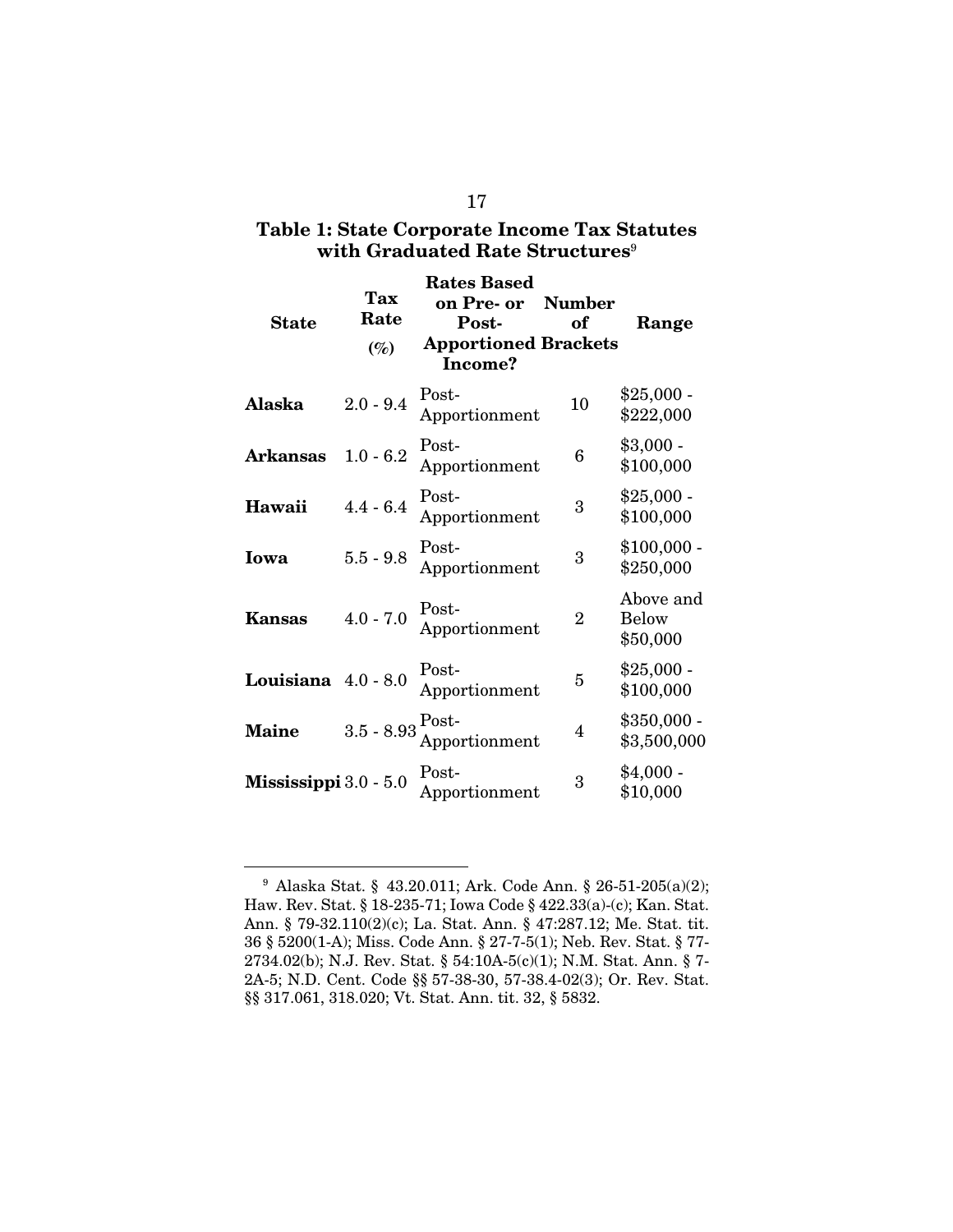### Table 1: State Corporate Income Tax Statutes with Graduated Rate Structures[9]

| State | Tax Rate (%) | Rates Based on Pre- or Post-Apportioned Income? | Number of Brackets | Range |
|---|---|---|---|---|
| **Alaska** | 2.0 - 9.4 | Post-Apportionment | 10 | $25,000 - $222,000 |
| **Arkansas** | 1.0 - 6.2 | Post-Apportionment | 6 | $3,000 - $100,000 |
| **Hawaii** | 4.4 - 6.4 | Post-Apportionment | 3 | $25,000 - $100,000 |
| **Iowa** | 5.5 - 9.8 | Post-Apportionment | 3 | $100,000 - $250,000 |
| **Kansas** | 4.0 - 7.0 | Post-Apportionment | 2 | Above and Below $50,000 |
| **Louisiana** | 4.0 - 8.0 | Post-Apportionment | 5 | $25,000 - $100,000 |
| **Maine** | 3.5 - 8.93 | Post-Apportionment | 4 | $350,000 - $3,500,000 |
| **Mississippi** | 3.0 - 5.0 | Post-Apportionment | 3 | $4,000 - $10,000 |

---

[9] Alaska Stat. § 43.20.011; Ark. Code Ann. § 26-51-205(a)(2); Haw. Rev. Stat. § 18-235-71; Iowa Code § 422.33(a)-(c); Kan. Stat. Ann. § 79-32.110(2)(c); La. Stat. Ann. § 47:287.12; Me. Stat. tit. 36 § 5200(1-A); Miss. Code Ann. § 27-7-5(1); Neb. Rev. Stat. § 77-2734.02(b); N.J. Rev. Stat. § 54:10A-5(c)(1); N.M. Stat. Ann. § 7-2A-5; N.D. Cent. Code §§ 57-38-30, 57-38.4-02(3); Or. Rev. Stat. §§ 317.061, 318.020; Vt. Stat. Ann. tit. 32, § 5832.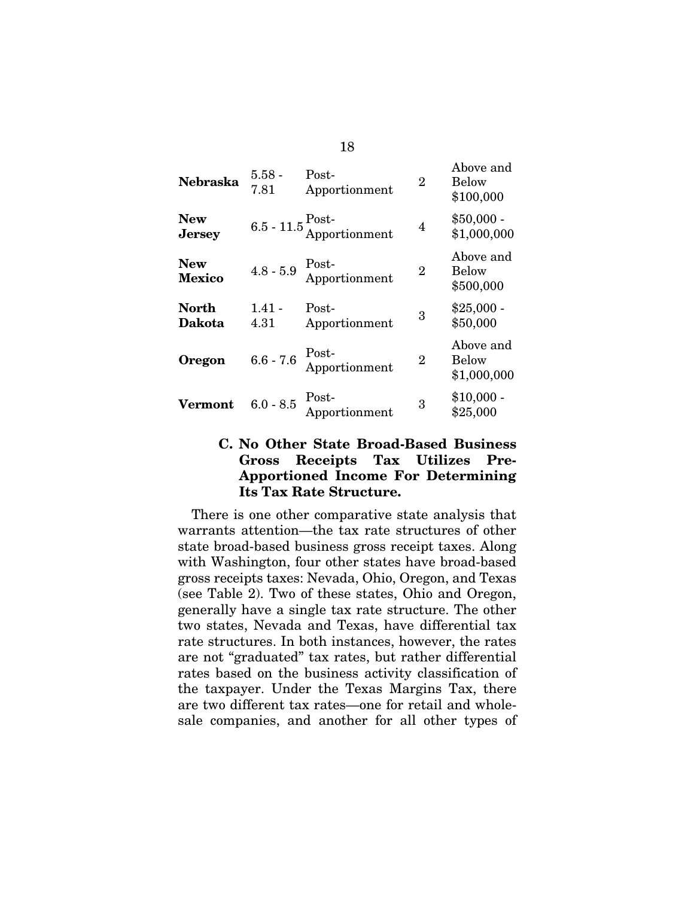| | | | | |
|---|---|---|---|---|
| **Nebraska** | 5.58 - 7.81 | Post-Apportionment | 2 | Above and Below $100,000 |
| **New Jersey** | 6.5 - 11.5 | Post-Apportionment | 4 | $50,000 - $1,000,000 |
| **New Mexico** | 4.8 - 5.9 | Post-Apportionment | 2 | Above and Below $500,000 |
| **North Dakota** | 1.41 - 4.31 | Post-Apportionment | 3 | $25,000 - $50,000 |
| **Oregon** | 6.6 - 7.6 | Post-Apportionment | 2 | Above and Below $1,000,000 |
| **Vermont** | 6.0 - 8.5 | Post-Apportionment | 3 | $10,000 - $25,000 |

### C. No Other State Broad-Based Business Gross Receipts Tax Utilizes Pre-Apportioned Income For Determining Its Tax Rate Structure.

There is one other comparative state analysis that warrants attention—the tax rate structures of other state broad-based business gross receipt taxes. Along with Washington, four other states have broad-based gross receipts taxes: Nevada, Ohio, Oregon, and Texas (see Table 2). Two of these states, Ohio and Oregon, generally have a single tax rate structure. The other two states, Nevada and Texas, have differential tax rate structures. In both instances, however, the rates are not "graduated" tax rates, but rather differential rates based on the business activity classification of the taxpayer. Under the Texas Margins Tax, there are two different tax rates—one for retail and wholesale companies, and another for all other types of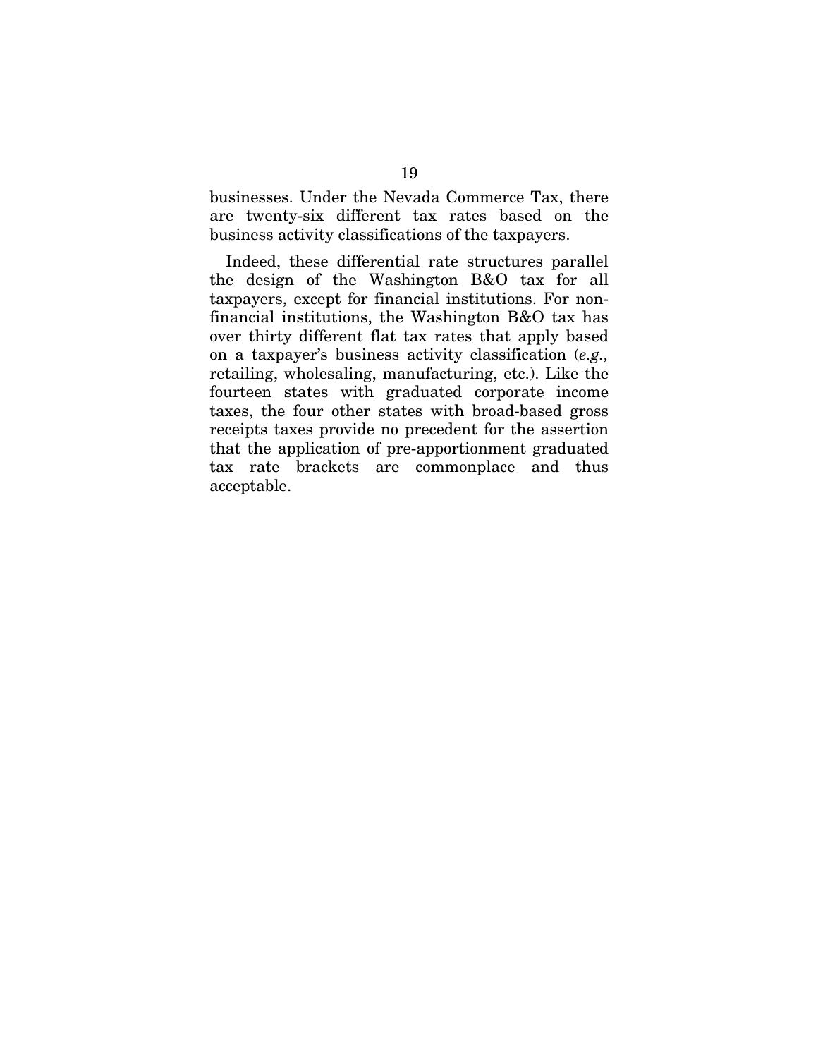businesses. Under the Nevada Commerce Tax, there are twenty-six different tax rates based on the business activity classifications of the taxpayers.

Indeed, these differential rate structures parallel the design of the Washington B&O tax for all taxpayers, except for financial institutions. For non-financial institutions, the Washington B&O tax has over thirty different flat tax rates that apply based on a taxpayer's business activity classification (*e.g.,* retailing, wholesaling, manufacturing, etc.). Like the fourteen states with graduated corporate income taxes, the four other states with broad-based gross receipts taxes provide no precedent for the assertion that the application of pre-apportionment graduated tax rate brackets are commonplace and thus acceptable.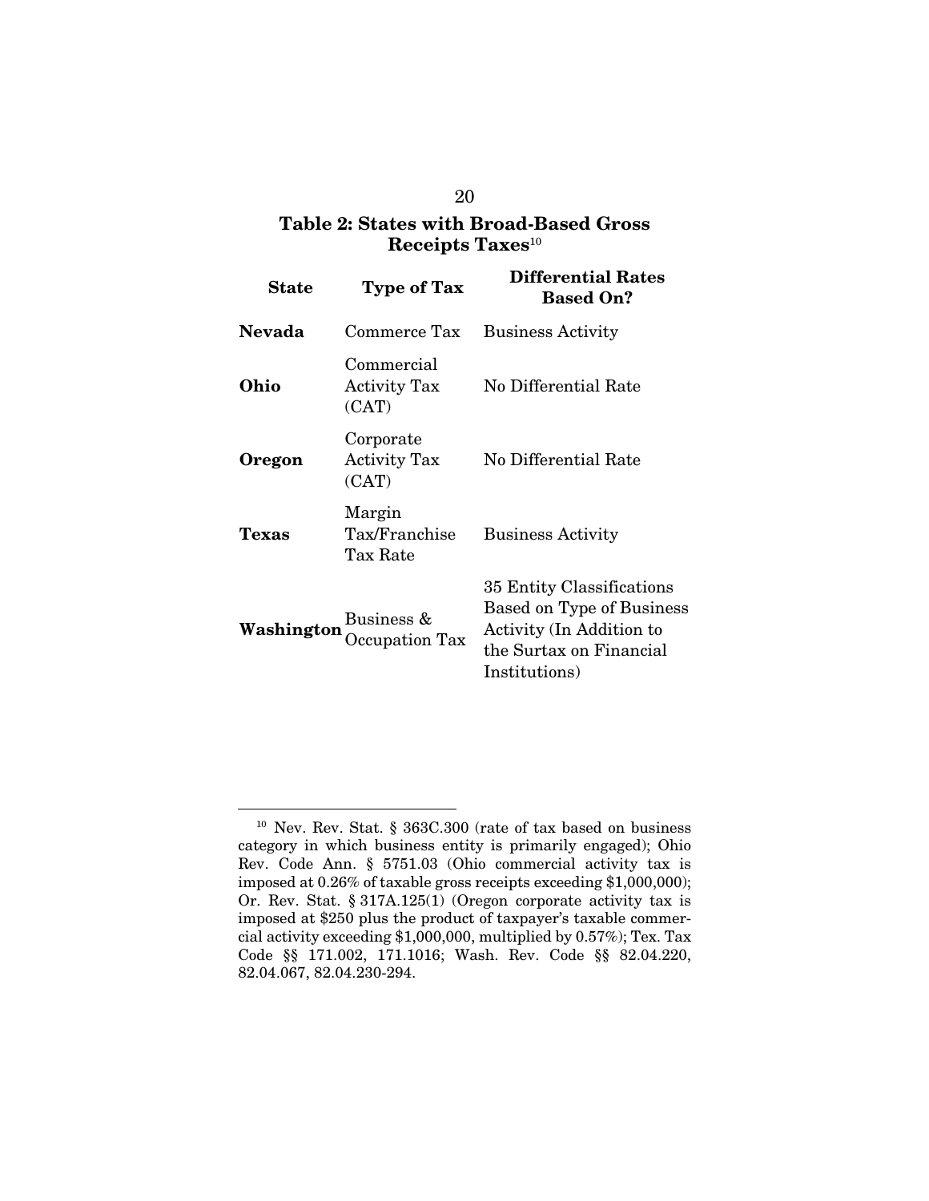**Table 2: States with Broad-Based Gross Receipts Taxes**[10]

| State | Type of Tax | Differential Rates Based On? |
|---|---|---|
| **Nevada** | Commerce Tax | Business Activity |
| **Ohio** | Commercial Activity Tax (CAT) | No Differential Rate |
| **Oregon** | Corporate Activity Tax (CAT) | No Differential Rate |
| **Texas** | Margin Tax/Franchise Tax Rate | Business Activity |
| **Washington** | Business & Occupation Tax | 35 Entity Classifications Based on Type of Business Activity (In Addition to the Surtax on Financial Institutions) |

---

[10] Nev. Rev. Stat. § 363C.300 (rate of tax based on business category in which business entity is primarily engaged); Ohio Rev. Code Ann. § 5751.03 (Ohio commercial activity tax is imposed at 0.26% of taxable gross receipts exceeding $1,000,000); Or. Rev. Stat. § 317A.125(1) (Oregon corporate activity tax is imposed at $250 plus the product of taxpayer's taxable commercial activity exceeding $1,000,000, multiplied by 0.57%); Tex. Tax Code §§ 171.002, 171.1016; Wash. Rev. Code §§ 82.04.220, 82.04.067, 82.04.230-294.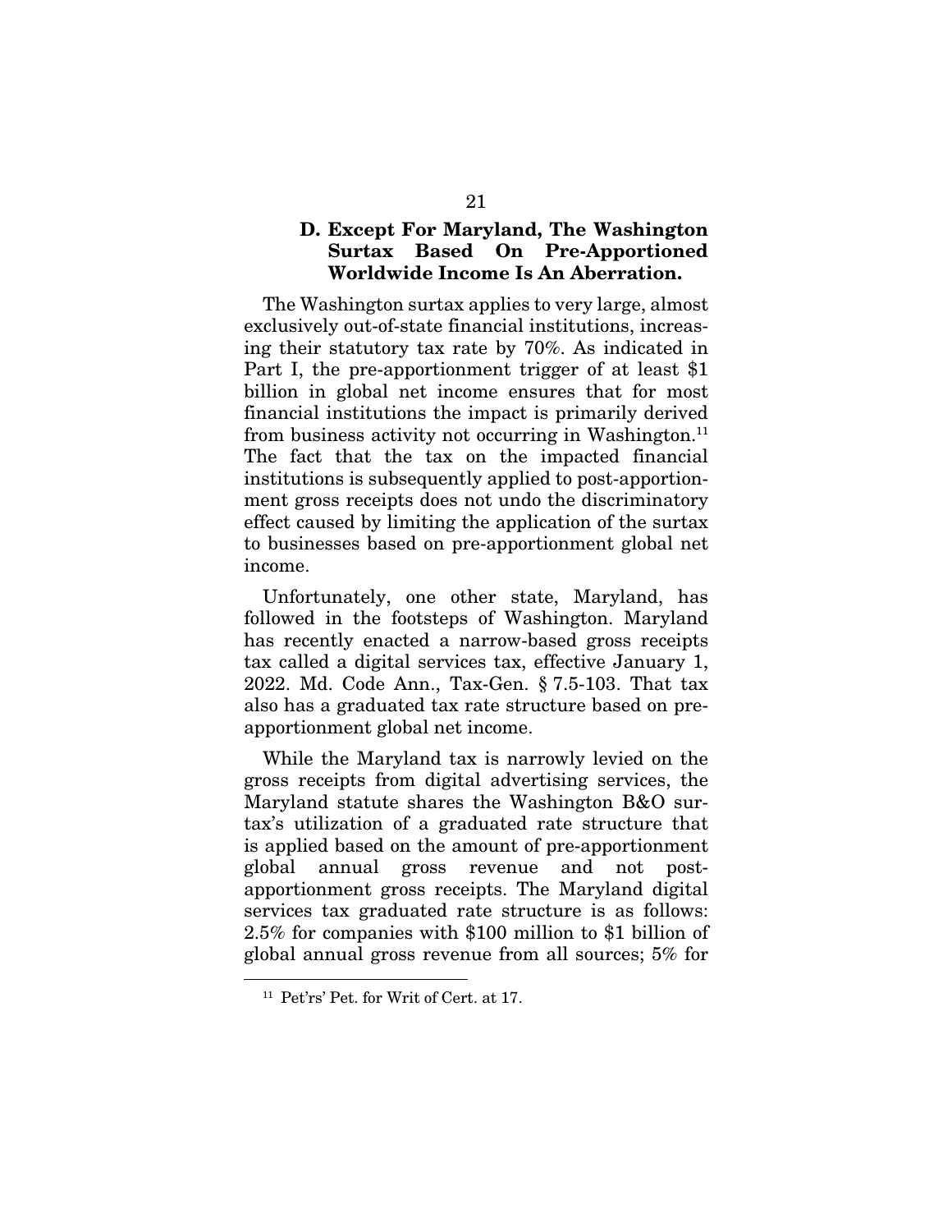### D. Except For Maryland, The Washington Surtax Based On Pre-Apportioned Worldwide Income Is An Aberration.

The Washington surtax applies to very large, almost exclusively out-of-state financial institutions, increasing their statutory tax rate by 70%. As indicated in Part I, the pre-apportionment trigger of at least $1 billion in global net income ensures that for most financial institutions the impact is primarily derived from business activity not occurring in Washington.[11] The fact that the tax on the impacted financial institutions is subsequently applied to post-apportionment gross receipts does not undo the discriminatory effect caused by limiting the application of the surtax to businesses based on pre-apportionment global net income.

Unfortunately, one other state, Maryland, has followed in the footsteps of Washington. Maryland has recently enacted a narrow-based gross receipts tax called a digital services tax, effective January 1, 2022. Md. Code Ann., Tax-Gen. § 7.5-103. That tax also has a graduated tax rate structure based on pre-apportionment global net income.

While the Maryland tax is narrowly levied on the gross receipts from digital advertising services, the Maryland statute shares the Washington B&O surtax's utilization of a graduated rate structure that is applied based on the amount of pre-apportionment global annual gross revenue and not post-apportionment gross receipts. The Maryland digital services tax graduated rate structure is as follows: 2.5% for companies with $100 million to $1 billion of global annual gross revenue from all sources; 5% for

---

[11] Pet'rs' Pet. for Writ of Cert. at 17.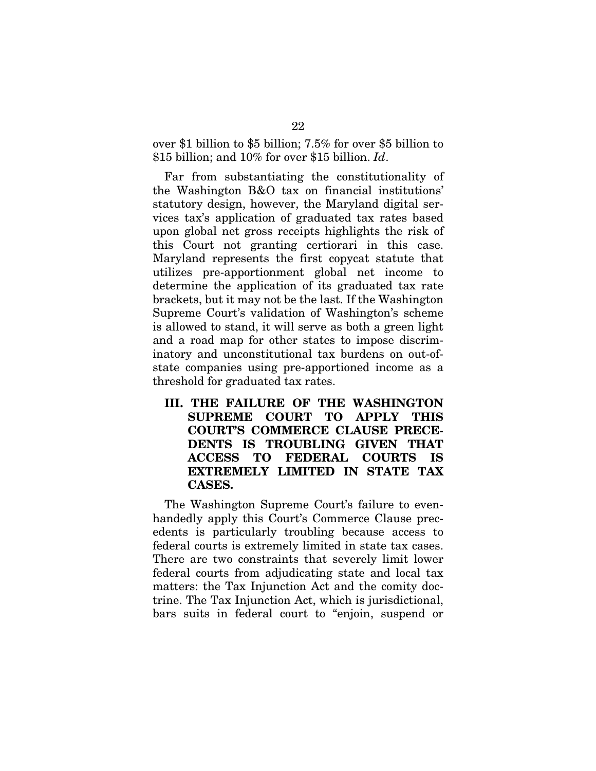over \$1 billion to \$5 billion; 7.5% for over \$5 billion to \$15 billion; and 10% for over \$15 billion. *Id*.

Far from substantiating the constitutionality of the Washington B&O tax on financial institutions' statutory design, however, the Maryland digital services tax's application of graduated tax rates based upon global net gross receipts highlights the risk of this Court not granting certiorari in this case. Maryland represents the first copycat statute that utilizes pre-apportionment global net income to determine the application of its graduated tax rate brackets, but it may not be the last. If the Washington Supreme Court's validation of Washington's scheme is allowed to stand, it will serve as both a green light and a road map for other states to impose discriminatory and unconstitutional tax burdens on out-of-state companies using pre-apportioned income as a threshold for graduated tax rates.

## III. THE FAILURE OF THE WASHINGTON SUPREME COURT TO APPLY THIS COURT'S COMMERCE CLAUSE PRECEDENTS IS TROUBLING GIVEN THAT ACCESS TO FEDERAL COURTS IS EXTREMELY LIMITED IN STATE TAX CASES.

The Washington Supreme Court's failure to even-handedly apply this Court's Commerce Clause precedents is particularly troubling because access to federal courts is extremely limited in state tax cases. There are two constraints that severely limit lower federal courts from adjudicating state and local tax matters: the Tax Injunction Act and the comity doctrine. The Tax Injunction Act, which is jurisdictional, bars suits in federal court to "enjoin, suspend or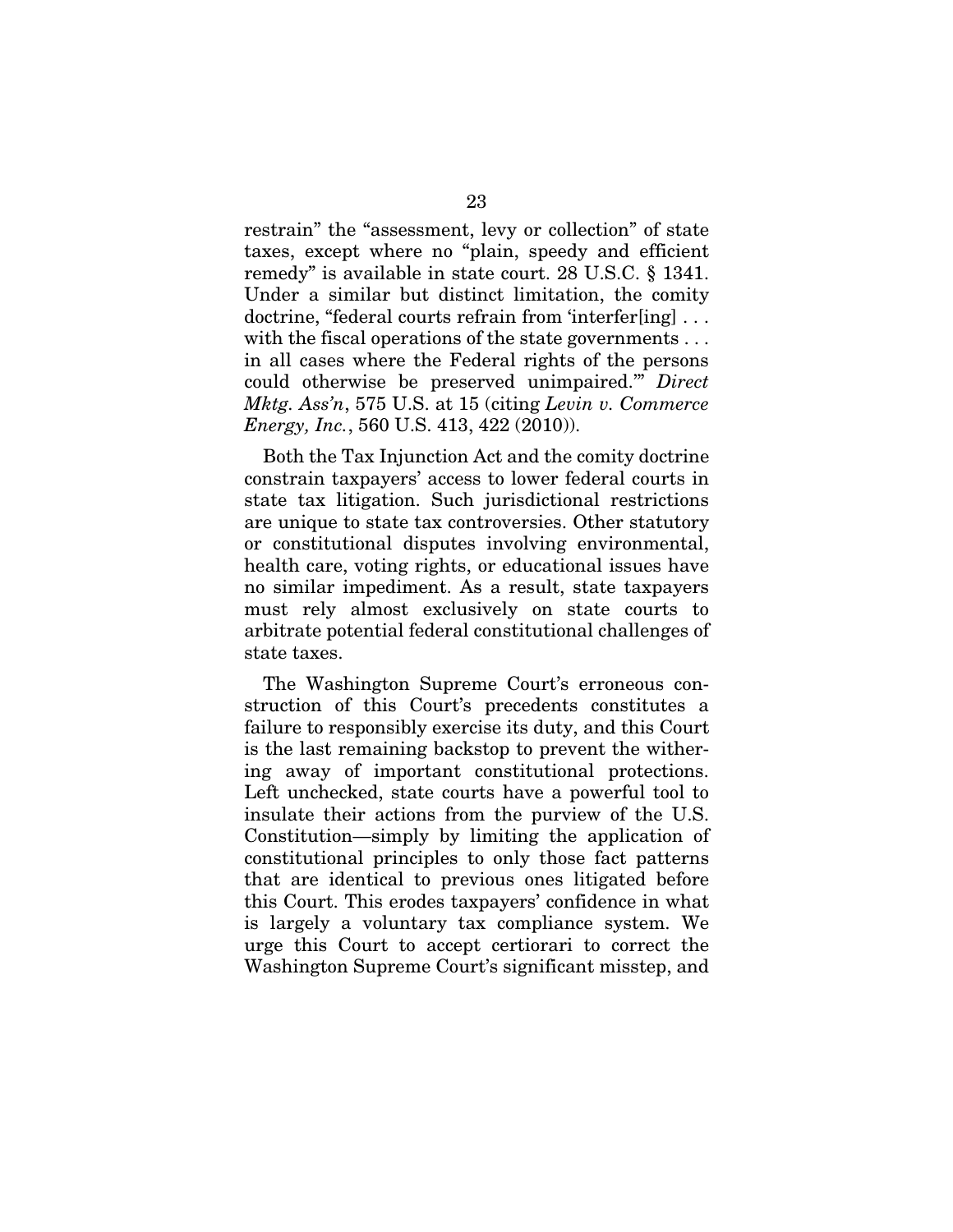restrain" the "assessment, levy or collection" of state taxes, except where no "plain, speedy and efficient remedy" is available in state court. 28 U.S.C. § 1341. Under a similar but distinct limitation, the comity doctrine, "federal courts refrain from 'interfer[ing] . . . with the fiscal operations of the state governments . . . in all cases where the Federal rights of the persons could otherwise be preserved unimpaired.'" *Direct Mktg. Ass'n*, 575 U.S. at 15 (citing *Levin v. Commerce Energy, Inc.*, 560 U.S. 413, 422 (2010)).

Both the Tax Injunction Act and the comity doctrine constrain taxpayers' access to lower federal courts in state tax litigation. Such jurisdictional restrictions are unique to state tax controversies. Other statutory or constitutional disputes involving environmental, health care, voting rights, or educational issues have no similar impediment. As a result, state taxpayers must rely almost exclusively on state courts to arbitrate potential federal constitutional challenges of state taxes.

The Washington Supreme Court's erroneous construction of this Court's precedents constitutes a failure to responsibly exercise its duty, and this Court is the last remaining backstop to prevent the withering away of important constitutional protections. Left unchecked, state courts have a powerful tool to insulate their actions from the purview of the U.S. Constitution—simply by limiting the application of constitutional principles to only those fact patterns that are identical to previous ones litigated before this Court. This erodes taxpayers' confidence in what is largely a voluntary tax compliance system. We urge this Court to accept certiorari to correct the Washington Supreme Court's significant misstep, and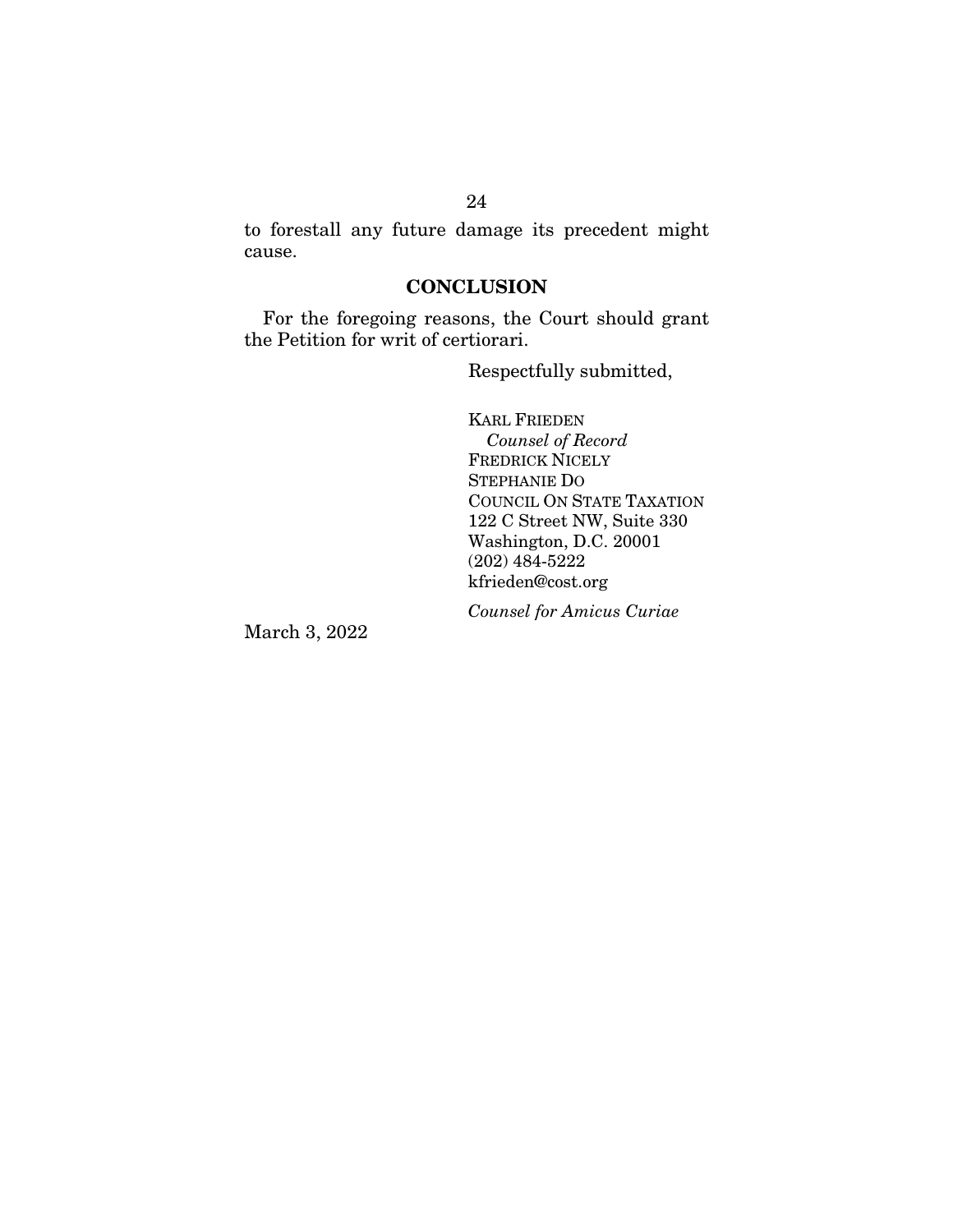to forestall any future damage its precedent might cause.

## CONCLUSION

For the foregoing reasons, the Court should grant the Petition for writ of certiorari.

Respectfully submitted,

KARL FRIEDEN
*Counsel of Record*
FREDRICK NICELY
STEPHANIE DO
COUNCIL ON STATE TAXATION
122 C Street NW, Suite 330
Washington, D.C. 20001
(202) 484-5222
kfrieden@cost.org

*Counsel for Amicus Curiae*

March 3, 2022